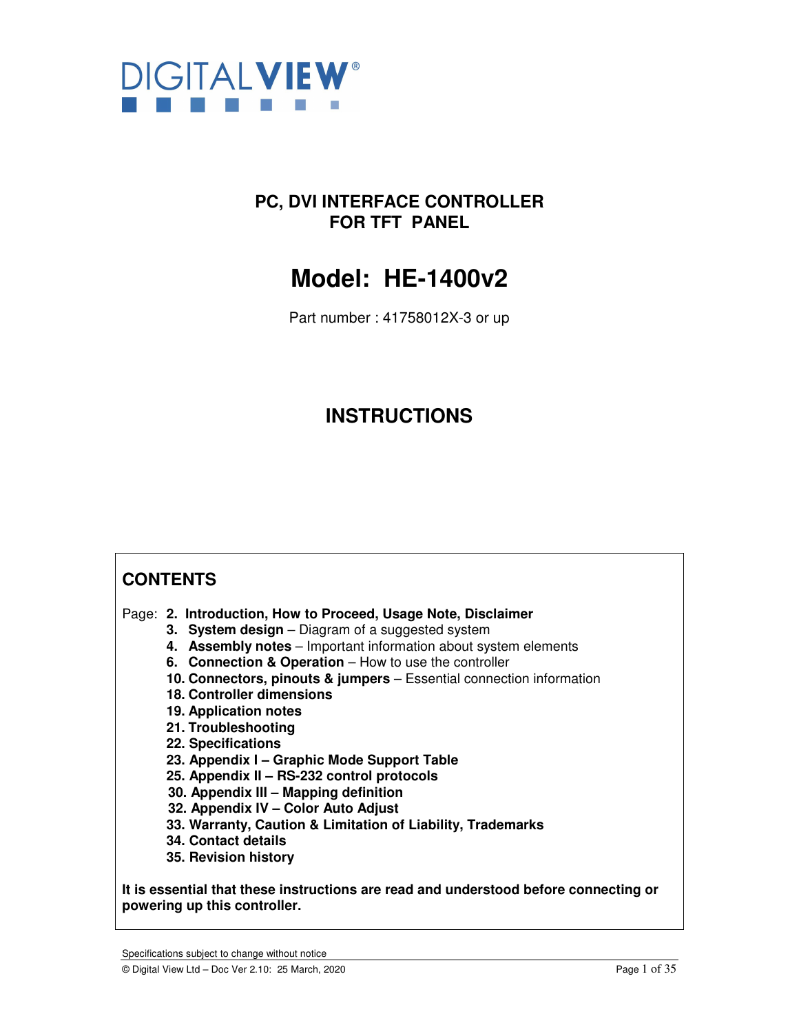DIGITALVIEW®

# PC, DVI INTERFACE CONTROLLER FOR TFT PANEL

# Model: HE-1400v2

Part number : 41758012X-3 or up

# INSTRUCTIONS

## CONTENTS

Page:
- **2. Introduction, How to Proceed, Usage Note, Disclaimer**
- **3. System design** – Diagram of a suggested system
- **4. Assembly notes** – Important information about system elements
- **6. Connection & Operation** – How to use the controller
- **10. Connectors, pinouts & jumpers** – Essential connection information
- **18. Controller dimensions**
- **19. Application notes**
- **21. Troubleshooting**
- **22. Specifications**
- **23. Appendix I – Graphic Mode Support Table**
- **25. Appendix II – RS-232 control protocols**
- **30. Appendix III – Mapping definition**
- **32. Appendix IV – Color Auto Adjust**
- **33. Warranty, Caution & Limitation of Liability, Trademarks**
- **34. Contact details**
- **35. Revision history**

**It is essential that these instructions are read and understood before connecting or powering up this controller.**

Specifications subject to change without notice

© Digital View Ltd – Doc Ver 2.10: 25 March, 2020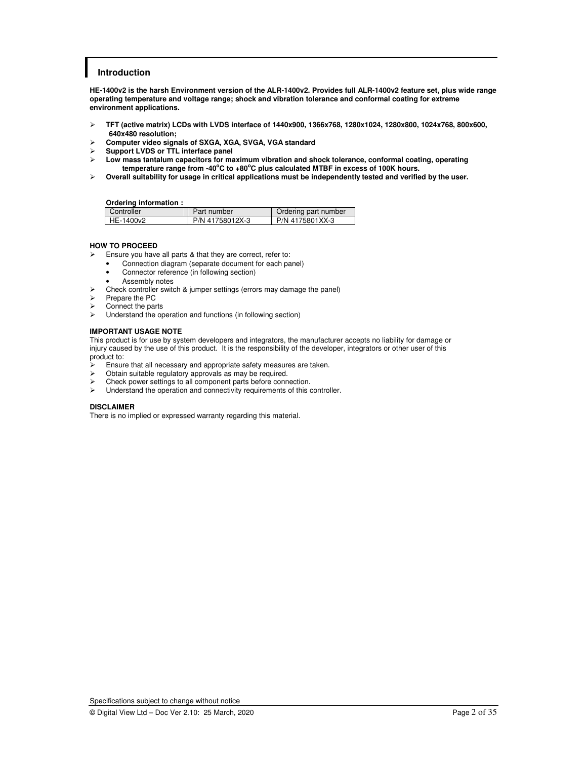## Introduction

**HE-1400v2 is the harsh Environment version of the ALR-1400v2. Provides full ALR-1400v2 feature set, plus wide range operating temperature and voltage range; shock and vibration tolerance and conformal coating for extreme environment applications.**

- **TFT (active matrix) LCDs with LVDS interface of 1440x900, 1366x768, 1280x1024, 1280x800, 1024x768, 800x600, 640x480 resolution;**
- **Computer video signals of SXGA, XGA, SVGA, VGA standard**
- **Support LVDS or TTL interface panel**
- **Low mass tantalum capacitors for maximum vibration and shock tolerance, conformal coating, operating temperature range from -40°C to +80°C plus calculated MTBF in excess of 100K hours.**
- **Overall suitability for usage in critical applications must be independently tested and verified by the user.**

**Ordering information :**

| Controller | Part number | Ordering part number |
|---|---|---|
| HE-1400v2 | P/N 41758012X-3 | P/N 4175801XX-3 |

**HOW TO PROCEED**

- Ensure you have all parts & that they are correct, refer to:
  - Connection diagram (separate document for each panel)
  - Connector reference (in following section)
  - Assembly notes
- Check controller switch & jumper settings (errors may damage the panel)
- Prepare the PC
- Connect the parts
- Understand the operation and functions (in following section)

**IMPORTANT USAGE NOTE**

This product is for use by system developers and integrators, the manufacturer accepts no liability for damage or injury caused by the use of this product. It is the responsibility of the developer, integrators or other user of this product to:

- Ensure that all necessary and appropriate safety measures are taken.
- Obtain suitable regulatory approvals as may be required.
- Check power settings to all component parts before connection.
- Understand the operation and connectivity requirements of this controller.

**DISCLAIMER**

There is no implied or expressed warranty regarding this material.

Specifications subject to change without notice

© Digital View Ltd – Doc Ver 2.10: 25 March, 2020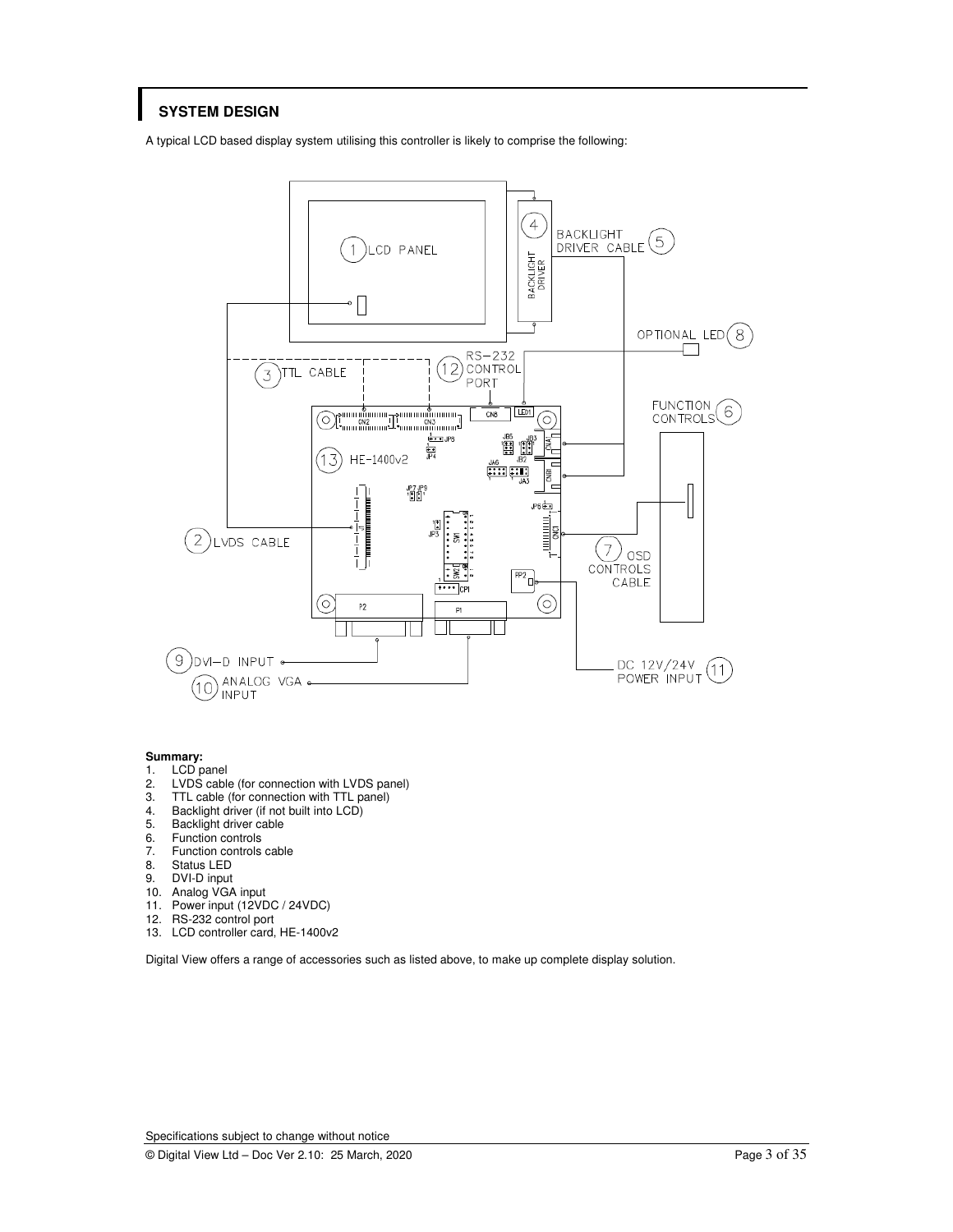## SYSTEM DESIGN

A typical LCD based display system utilising this controller is likely to comprise the following:

**Summary:**

1. LCD panel
2. LVDS cable (for connection with LVDS panel)
3. TTL cable (for connection with TTL panel)
4. Backlight driver (if not built into LCD)
5. Backlight driver cable
6. Function controls
7. Function controls cable
8. Status LED
9. DVI-D input
10. Analog VGA input
11. Power input (12VDC / 24VDC)
12. RS-232 control port
13. LCD controller card, HE-1400v2

Digital View offers a range of accessories such as listed above, to make up complete display solution.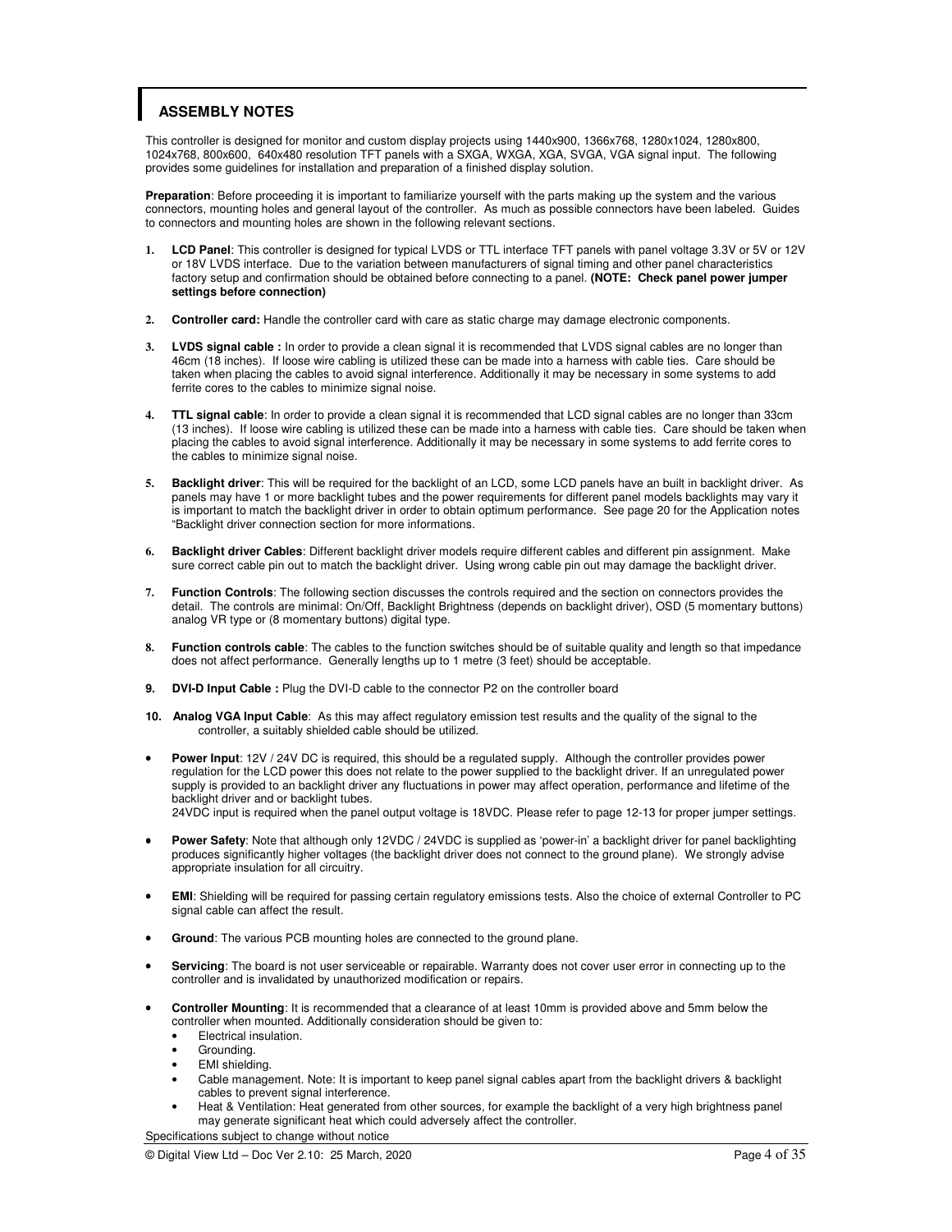## ASSEMBLY NOTES

This controller is designed for monitor and custom display projects using 1440x900, 1366x768, 1280x1024, 1280x800, 1024x768, 800x600, 640x480 resolution TFT panels with a SXGA, WXGA, XGA, SVGA, VGA signal input. The following provides some guidelines for installation and preparation of a finished display solution.

**Preparation**: Before proceeding it is important to familiarize yourself with the parts making up the system and the various connectors, mounting holes and general layout of the controller. As much as possible connectors have been labeled. Guides to connectors and mounting holes are shown in the following relevant sections.

1. **LCD Panel**: This controller is designed for typical LVDS or TTL interface TFT panels with panel voltage 3.3V or 5V or 12V or 18V LVDS interface. Due to the variation between manufacturers of signal timing and other panel characteristics factory setup and confirmation should be obtained before connecting to a panel. **(NOTE: Check panel power jumper settings before connection)**

2. **Controller card:** Handle the controller card with care as static charge may damage electronic components.

3. **LVDS signal cable :** In order to provide a clean signal it is recommended that LVDS signal cables are no longer than 46cm (18 inches). If loose wire cabling is utilized these can be made into a harness with cable ties. Care should be taken when placing the cables to avoid signal interference. Additionally it may be necessary in some systems to add ferrite cores to the cables to minimize signal noise.

4. **TTL signal cable**: In order to provide a clean signal it is recommended that LCD signal cables are no longer than 33cm (13 inches). If loose wire cabling is utilized these can be made into a harness with cable ties. Care should be taken when placing the cables to avoid signal interference. Additionally it may be necessary in some systems to add ferrite cores to the cables to minimize signal noise.

5. **Backlight driver**: This will be required for the backlight of an LCD, some LCD panels have an built in backlight driver. As panels may have 1 or more backlight tubes and the power requirements for different panel models backlights may vary it is important to match the backlight driver in order to obtain optimum performance. See page 20 for the Application notes "Backlight driver connection section for more informations.

6. **Backlight driver Cables**: Different backlight driver models require different cables and different pin assignment. Make sure correct cable pin out to match the backlight driver. Using wrong cable pin out may damage the backlight driver.

7. **Function Controls**: The following section discusses the controls required and the section on connectors provides the detail. The controls are minimal: On/Off, Backlight Brightness (depends on backlight driver), OSD (5 momentary buttons) analog VR type or (8 momentary buttons) digital type.

8. **Function controls cable**: The cables to the function switches should be of suitable quality and length so that impedance does not affect performance. Generally lengths up to 1 metre (3 feet) should be acceptable.

9. **DVI-D Input Cable :** Plug the DVI-D cable to the connector P2 on the controller board

10. **Analog VGA Input Cable**: As this may affect regulatory emission test results and the quality of the signal to the controller, a suitably shielded cable should be utilized.

- **Power Input**: 12V / 24V DC is required, this should be a regulated supply. Although the controller provides power regulation for the LCD power this does not relate to the power supplied to the backlight driver. If an unregulated power supply is provided to an backlight driver any fluctuations in power may affect operation, performance and lifetime of the backlight driver and or backlight tubes.
  24VDC input is required when the panel output voltage is 18VDC. Please refer to page 12-13 for proper jumper settings.

- **Power Safety**: Note that although only 12VDC / 24VDC is supplied as 'power-in' a backlight driver for panel backlighting produces significantly higher voltages (the backlight driver does not connect to the ground plane). We strongly advise appropriate insulation for all circuitry.

- **EMI**: Shielding will be required for passing certain regulatory emissions tests. Also the choice of external Controller to PC signal cable can affect the result.

- **Ground**: The various PCB mounting holes are connected to the ground plane.

- **Servicing**: The board is not user serviceable or repairable. Warranty does not cover user error in connecting up to the controller and is invalidated by unauthorized modification or repairs.

- **Controller Mounting**: It is recommended that a clearance of at least 10mm is provided above and 5mm below the controller when mounted. Additionally consideration should be given to:
  - Electrical insulation.
  - Grounding.
  - EMI shielding.
  - Cable management. Note: It is important to keep panel signal cables apart from the backlight drivers & backlight cables to prevent signal interference.
  - Heat & Ventilation: Heat generated from other sources, for example the backlight of a very high brightness panel may generate significant heat which could adversely affect the controller.

Specifications subject to change without notice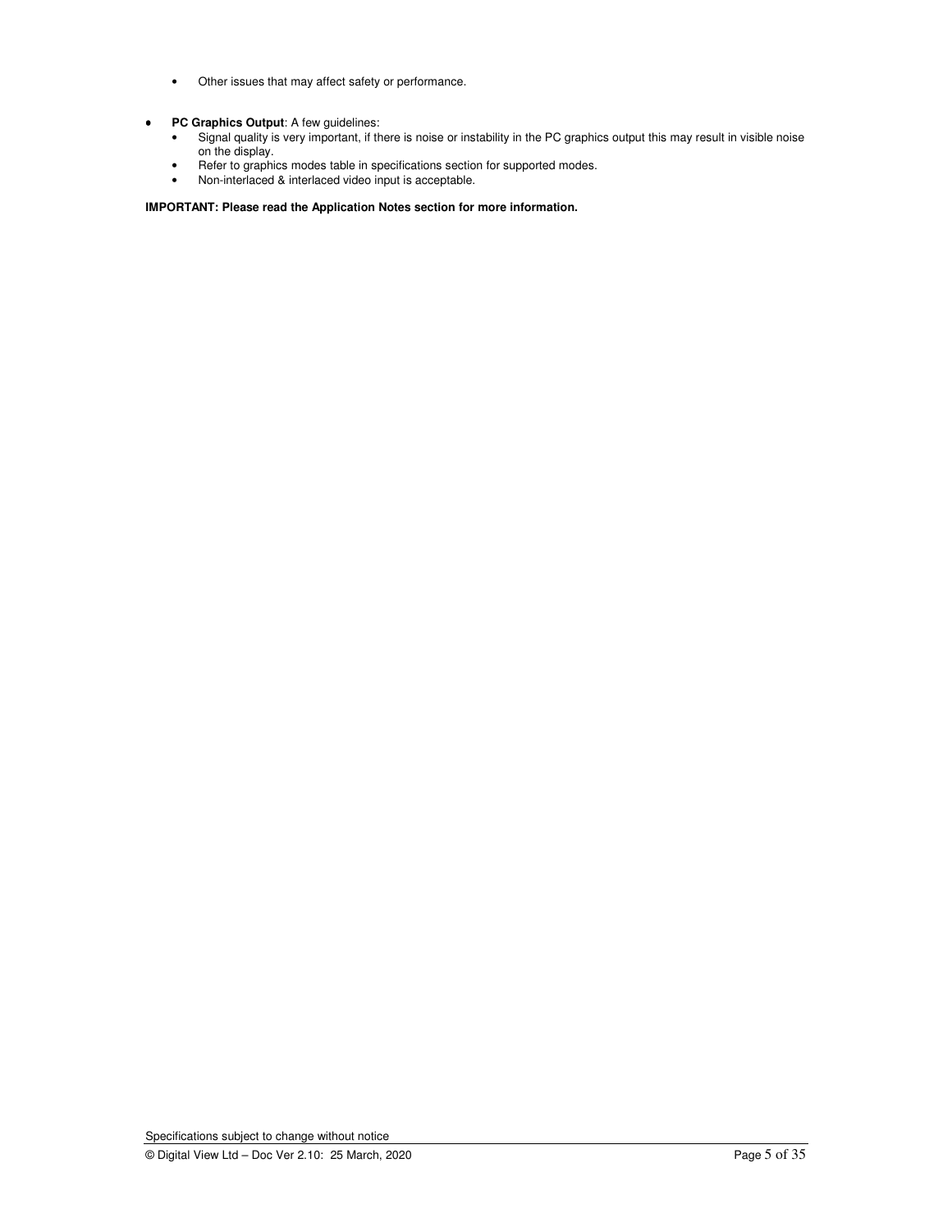- Other issues that may affect safety or performance.

- **PC Graphics Output**: A few guidelines:
  - Signal quality is very important, if there is noise or instability in the PC graphics output this may result in visible noise on the display.
  - Refer to graphics modes table in specifications section for supported modes.
  - Non-interlaced & interlaced video input is acceptable.

**IMPORTANT: Please read the Application Notes section for more information.**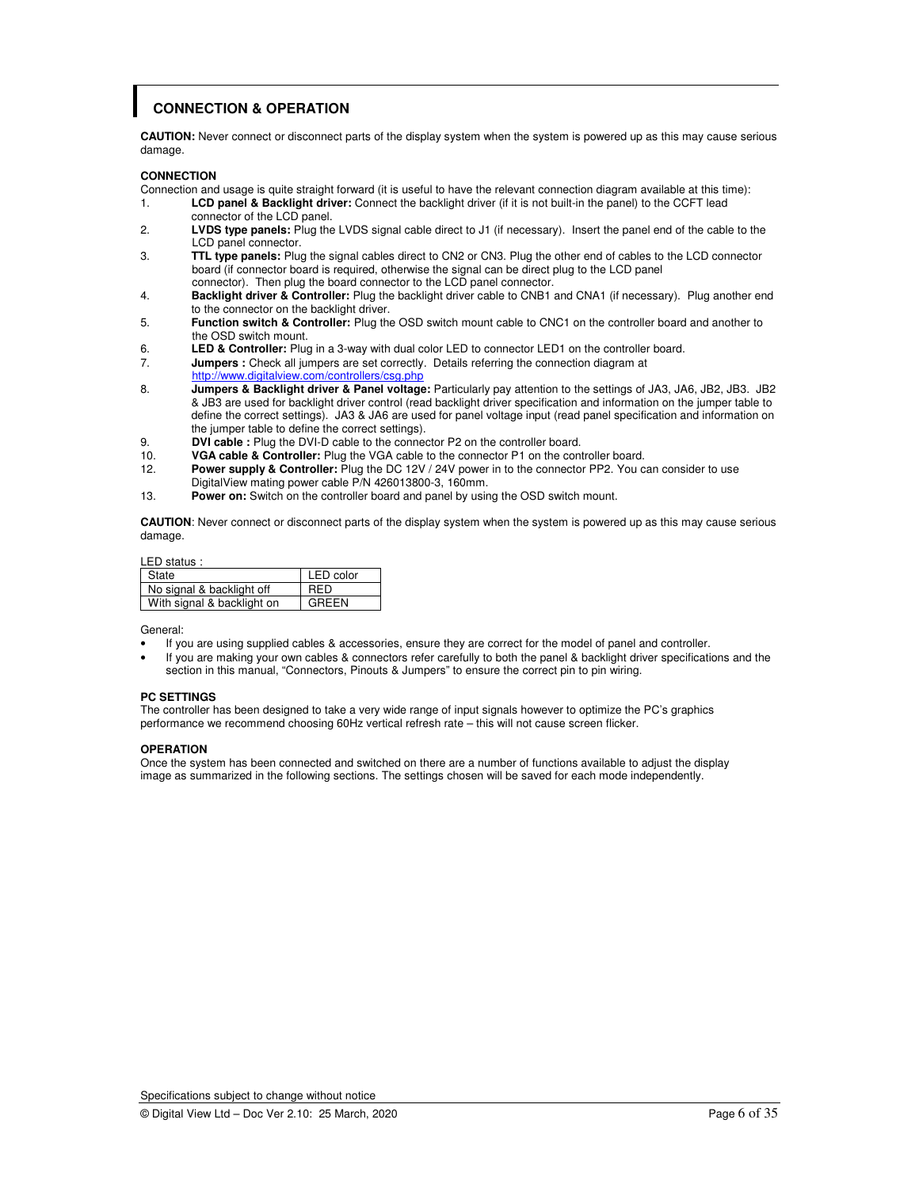## CONNECTION & OPERATION

**CAUTION:** Never connect or disconnect parts of the display system when the system is powered up as this may cause serious damage.

**CONNECTION**

Connection and usage is quite straight forward (it is useful to have the relevant connection diagram available at this time):

1. **LCD panel & Backlight driver:** Connect the backlight driver (if it is not built-in the panel) to the CCFT lead connector of the LCD panel.
2. **LVDS type panels:** Plug the LVDS signal cable direct to J1 (if necessary). Insert the panel end of the cable to the LCD panel connector.
3. **TTL type panels:** Plug the signal cables direct to CN2 or CN3. Plug the other end of cables to the LCD connector board (if connector board is required, otherwise the signal can be direct plug to the LCD panel connector). Then plug the board connector to the LCD panel connector.
4. **Backlight driver & Controller:** Plug the backlight driver cable to CNB1 and CNA1 (if necessary). Plug another end to the connector on the backlight driver.
5. **Function switch & Controller:** Plug the OSD switch mount cable to CNC1 on the controller board and another to the OSD switch mount.
6. **LED & Controller:** Plug in a 3-way with dual color LED to connector LED1 on the controller board.
7. **Jumpers :** Check all jumpers are set correctly. Details referring the connection diagram at http://www.digitalview.com/controllers/csg.php
8. **Jumpers & Backlight driver & Panel voltage:** Particularly pay attention to the settings of JA3, JA6, JB2, JB3. JB2 & JB3 are used for backlight driver control (read backlight driver specification and information on the jumper table to define the correct settings). JA3 & JA6 are used for panel voltage input (read panel specification and information on the jumper table to define the correct settings).
9. **DVI cable :** Plug the DVI-D cable to the connector P2 on the controller board.
10. **VGA cable & Controller:** Plug the VGA cable to the connector P1 on the controller board.
12. **Power supply & Controller:** Plug the DC 12V / 24V power in to the connector PP2. You can consider to use DigitalView mating power cable P/N 426013800-3, 160mm.
13. **Power on:** Switch on the controller board and panel by using the OSD switch mount.

**CAUTION**: Never connect or disconnect parts of the display system when the system is powered up as this may cause serious damage.

LED status :

| State | LED color |
|---|---|
| No signal & backlight off | RED |
| With signal & backlight on | GREEN |

General:

- If you are using supplied cables & accessories, ensure they are correct for the model of panel and controller.
- If you are making your own cables & connectors refer carefully to both the panel & backlight driver specifications and the section in this manual, "Connectors, Pinouts & Jumpers" to ensure the correct pin to pin wiring.

**PC SETTINGS**

The controller has been designed to take a very wide range of input signals however to optimize the PC's graphics performance we recommend choosing 60Hz vertical refresh rate – this will not cause screen flicker.

**OPERATION**

Once the system has been connected and switched on there are a number of functions available to adjust the display image as summarized in the following sections. The settings chosen will be saved for each mode independently.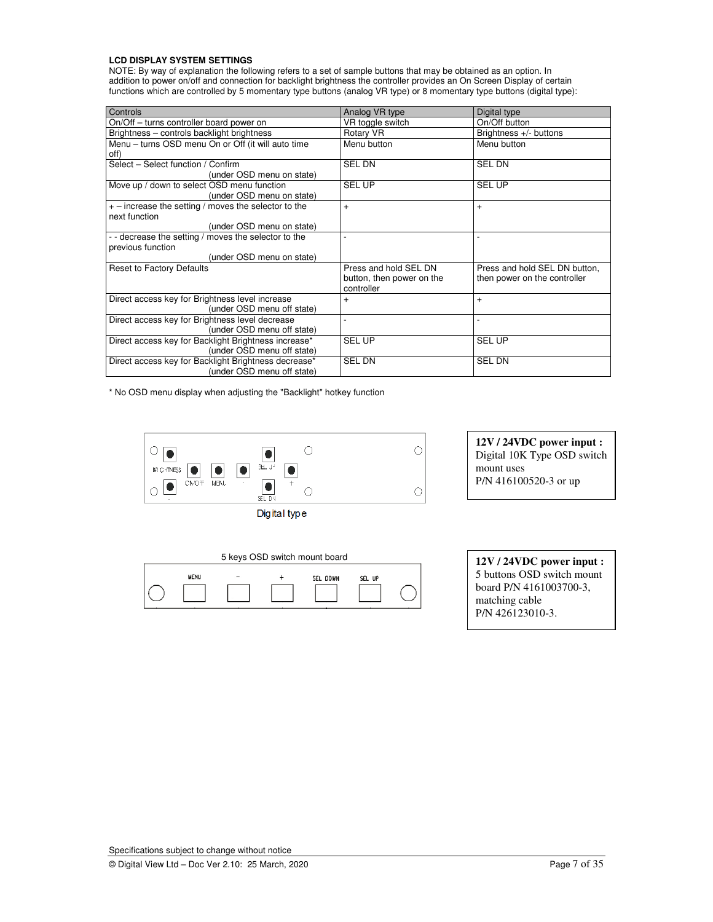**LCD DISPLAY SYSTEM SETTINGS**

NOTE: By way of explanation the following refers to a set of sample buttons that may be obtained as an option. In addition to power on/off and connection for backlight brightness the controller provides an On Screen Display of certain functions which are controlled by 5 momentary type buttons (analog VR type) or 8 momentary type buttons (digital type):

| Controls | Analog VR type | Digital type |
|---|---|---|
| On/Off – turns controller board power on | VR toggle switch | On/Off button |
| Brightness – controls backlight brightness | Rotary VR | Brightness +/- buttons |
| Menu – turns OSD menu On or Off (it will auto time off) | Menu button | Menu button |
| Select – Select function / Confirm (under OSD menu on state) | SEL DN | SEL DN |
| Move up / down to select OSD menu function (under OSD menu on state) | SEL UP | SEL UP |
| + – increase the setting / moves the selector to the next function (under OSD menu on state) | + | + |
| - - decrease the setting / moves the selector to the previous function (under OSD menu on state) | - | - |
| Reset to Factory Defaults | Press and hold SEL DN button, then power on the controller | Press and hold SEL DN button, then power on the controller |
| Direct access key for Brightness level increase (under OSD menu off state) | + | + |
| Direct access key for Brightness level decrease (under OSD menu off state) | - | - |
| Direct access key for Backlight Brightness increase* (under OSD menu off state) | SEL UP | SEL UP |
| Direct access key for Backlight Brightness decrease* (under OSD menu off state) | SEL DN | SEL DN |

* No OSD menu display when adjusting the "Backlight" hotkey function

BRIGHTNESS ON/OFF MENU - SEL UP + SEL DN -

Digital type

**12V / 24VDC power input :**
Digital 10K Type OSD switch mount uses
P/N 416100520-3 or up

5 keys OSD switch mount board

MENU - + SEL DOWN SEL UP

**12V / 24VDC power input :**
5 buttons OSD switch mount board P/N 4161003700-3, matching cable
P/N 426123010-3.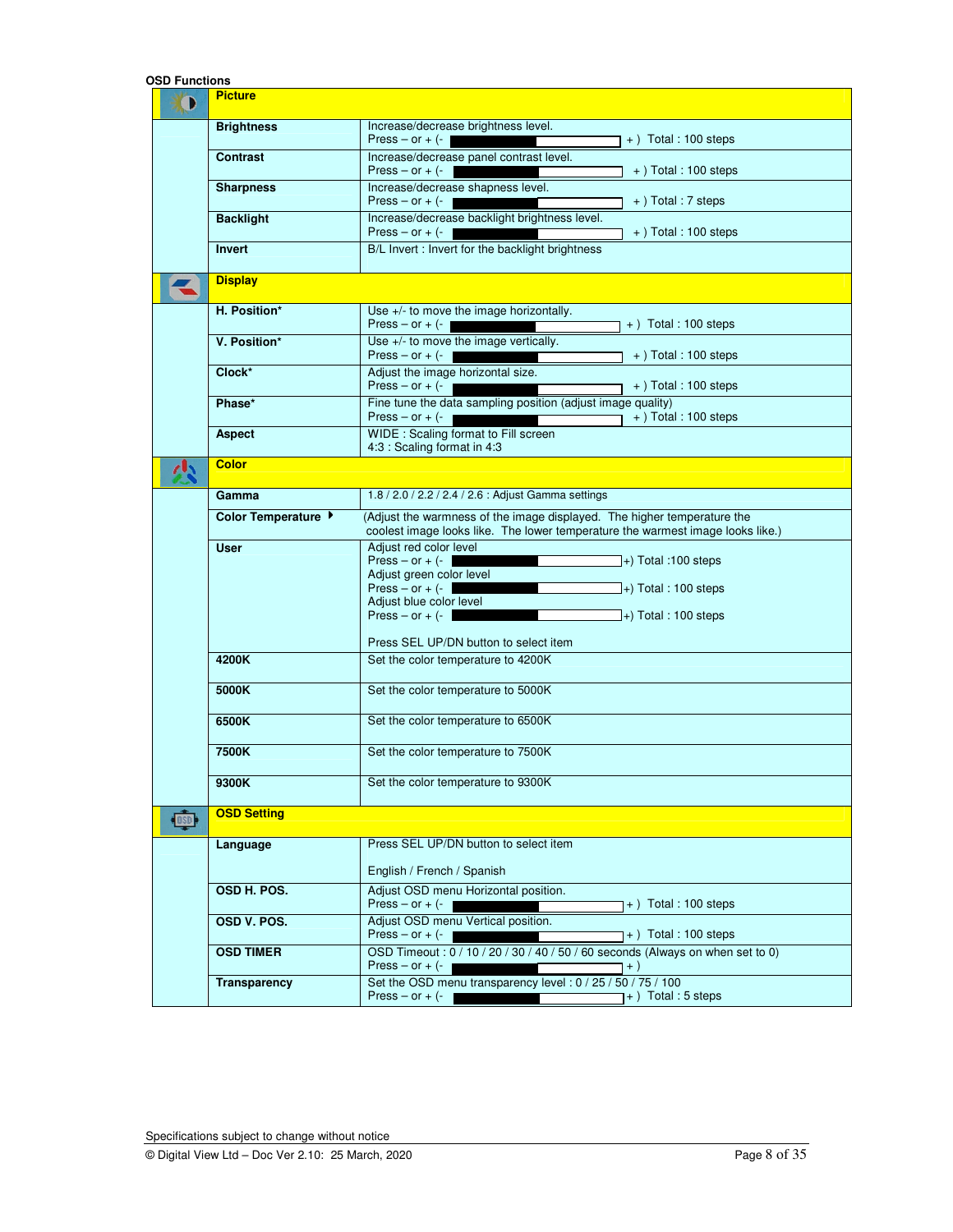**OSD Functions**

| | Item | Description |
|---|---|---|
| | **Picture** | |
| | **Brightness** | Increase/decrease brightness level.<br>Press – or + (- +) Total : 100 steps |
| | **Contrast** | Increase/decrease panel contrast level.<br>Press – or + (- +) Total : 100 steps |
| | **Sharpness** | Increase/decrease shapness level.<br>Press – or + (- +) Total : 7 steps |
| | **Backlight** | Increase/decrease backlight brightness level.<br>Press – or + (- +) Total : 100 steps |
| | **Invert** | B/L Invert : Invert for the backlight brightness |
| | **Display** | |
| | **H. Position*** | Use +/- to move the image horizontally.<br>Press – or + (- +) Total : 100 steps |
| | **V. Position*** | Use +/- to move the image vertically.<br>Press – or + (- +) Total : 100 steps |
| | **Clock*** | Adjust the image horizontal size.<br>Press – or + (- +) Total : 100 steps |
| | **Phase*** | Fine tune the data sampling position (adjust image quality)<br>Press – or + (- +) Total : 100 steps |
| | **Aspect** | WIDE : Scaling format to Fill screen<br>4:3 : Scaling format in 4:3 |
| | **Color** | |
| | **Gamma** | 1.8 / 2.0 / 2.2 / 2.4 / 2.6 : Adjust Gamma settings |
| | **Color Temperature ▸** | (Adjust the warmness of the image displayed. The higher temperature the coolest image looks like. The lower temperature the warmest image looks like.) |
| | **User** | Adjust red color level<br>Press – or + (- +) Total :100 steps<br>Adjust green color level<br>Press – or + (- +) Total : 100 steps<br>Adjust blue color level<br>Press – or + (- +) Total : 100 steps<br><br>Press SEL UP/DN button to select item |
| | **4200K** | Set the color temperature to 4200K |
| | **5000K** | Set the color temperature to 5000K |
| | **6500K** | Set the color temperature to 6500K |
| | **7500K** | Set the color temperature to 7500K |
| | **9300K** | Set the color temperature to 9300K |
| | **OSD Setting** | |
| | **Language** | Press SEL UP/DN button to select item<br><br>English / French / Spanish |
| | **OSD H. POS.** | Adjust OSD menu Horizontal position.<br>Press – or + (- +) Total : 100 steps |
| | **OSD V. POS.** | Adjust OSD menu Vertical position.<br>Press – or + (- +) Total : 100 steps |
| | **OSD TIMER** | OSD Timeout : 0 / 10 / 20 / 30 / 40 / 50 / 60 seconds (Always on when set to 0)<br>Press – or + (- +) |
| | **Transparency** | Set the OSD menu transparency level : 0 / 25 / 50 / 75 / 100<br>Press – or + (- +) Total : 5 steps |

Specifications subject to change without notice

© Digital View Ltd – Doc Ver 2.10: 25 March, 2020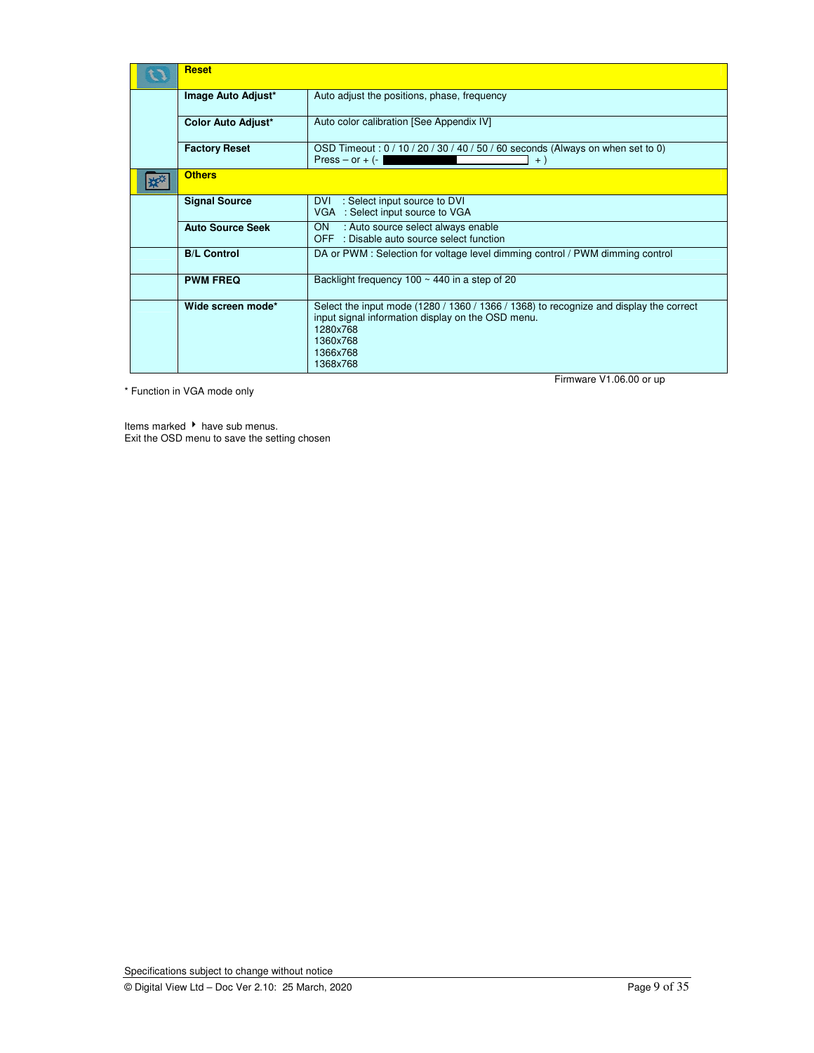| | Reset | |
|---|---|---|
| | **Image Auto Adjust*** | Auto adjust the positions, phase, frequency |
| | **Color Auto Adjust*** | Auto color calibration [See Appendix IV] |
| | **Factory Reset** | OSD Timeout : 0 / 10 / 20 / 30 / 40 / 50 / 60 seconds (Always on when set to 0)<br>Press – or + (- + ) |
| | **Others** | |
| | **Signal Source** | DVI : Select input source to DVI<br>VGA : Select input source to VGA |
| | **Auto Source Seek** | ON : Auto source select always enable<br>OFF : Disable auto source select function |
| | **B/L Control** | DA or PWM : Selection for voltage level dimming control / PWM dimming control |
| | **PWM FREQ** | Backlight frequency 100 ~ 440 in a step of 20 |
| | **Wide screen mode*** | Select the input mode (1280 / 1360 / 1366 / 1368) to recognize and display the correct input signal information display on the OSD menu.<br>1280x768<br>1360x768<br>1366x768<br>1368x768 |

Firmware V1.06.00 or up

* Function in VGA mode only

Items marked ▸ have sub menus.
Exit the OSD menu to save the setting chosen

Specifications subject to change without notice

© Digital View Ltd – Doc Ver 2.10: 25 March, 2020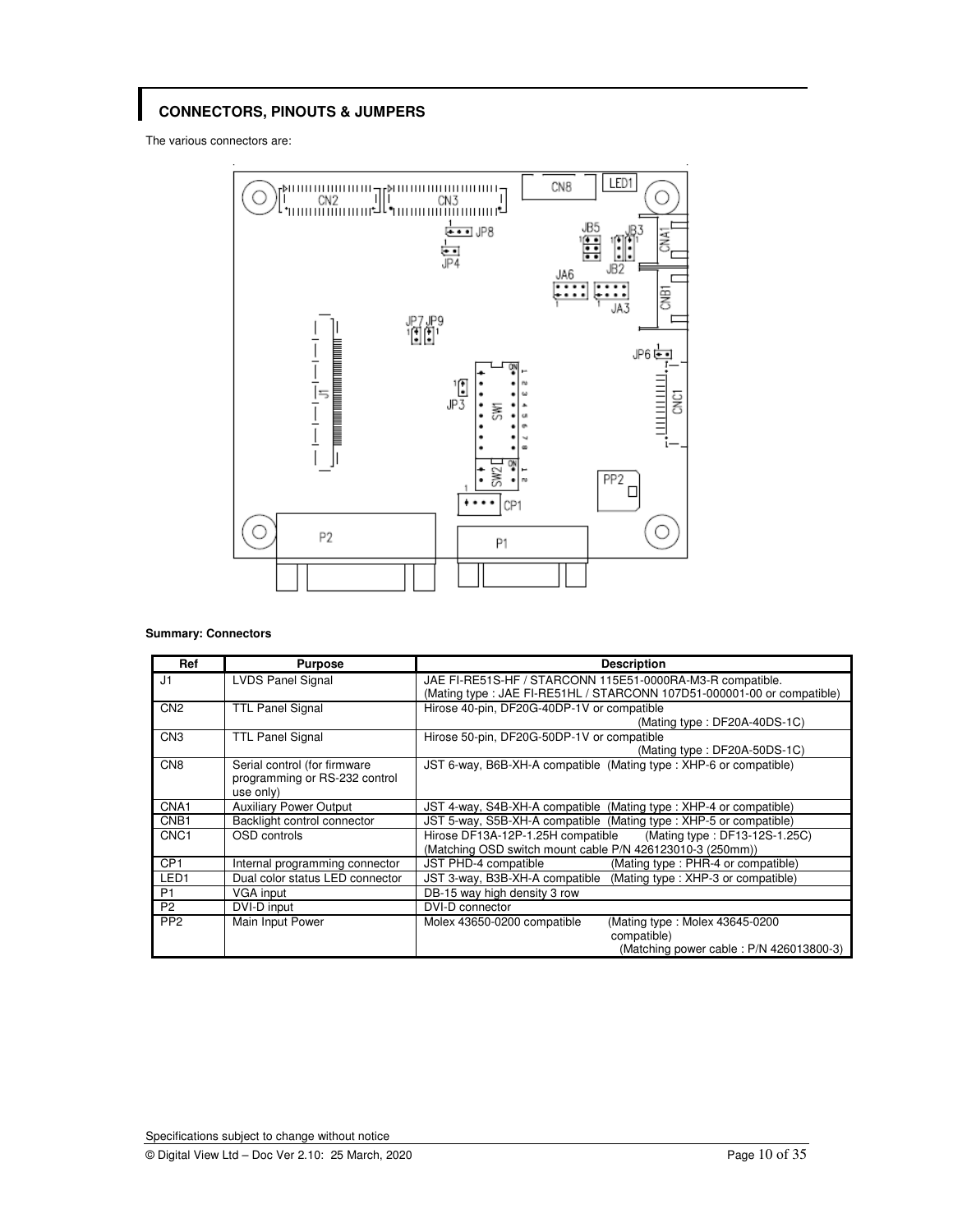## CONNECTORS, PINOUTS & JUMPERS

The various connectors are:

**Summary: Connectors**

| Ref | Purpose | Description |
|---|---|---|
| J1 | LVDS Panel Signal | JAE FI-RE51S-HF / STARCONN 115E51-0000RA-M3-R compatible. (Mating type : JAE FI-RE51HL / STARCONN 107D51-000001-00 or compatible) |
| CN2 | TTL Panel Signal | Hirose 40-pin, DF20G-40DP-1V or compatible (Mating type : DF20A-40DS-1C) |
| CN3 | TTL Panel Signal | Hirose 50-pin, DF20G-50DP-1V or compatible (Mating type : DF20A-50DS-1C) |
| CN8 | Serial control (for firmware programming or RS-232 control use only) | JST 6-way, B6B-XH-A compatible (Mating type : XHP-6 or compatible) |
| CNA1 | Auxiliary Power Output | JST 4-way, S4B-XH-A compatible (Mating type : XHP-4 or compatible) |
| CNB1 | Backlight control connector | JST 5-way, S5B-XH-A compatible (Mating type : XHP-5 or compatible) |
| CNC1 | OSD controls | Hirose DF13A-12P-1.25H compatible (Mating type : DF13-12S-1.25C) (Matching OSD switch mount cable P/N 426123010-3 (250mm)) |
| CP1 | Internal programming connector | JST PHD-4 compatible (Mating type : PHR-4 or compatible) |
| LED1 | Dual color status LED connector | JST 3-way, B3B-XH-A compatible (Mating type : XHP-3 or compatible) |
| P1 | VGA input | DB-15 way high density 3 row |
| P2 | DVI-D input | DVI-D connector |
| PP2 | Main Input Power | Molex 43650-0200 compatible (Mating type : Molex 43645-0200 compatible) (Matching power cable : P/N 426013800-3) |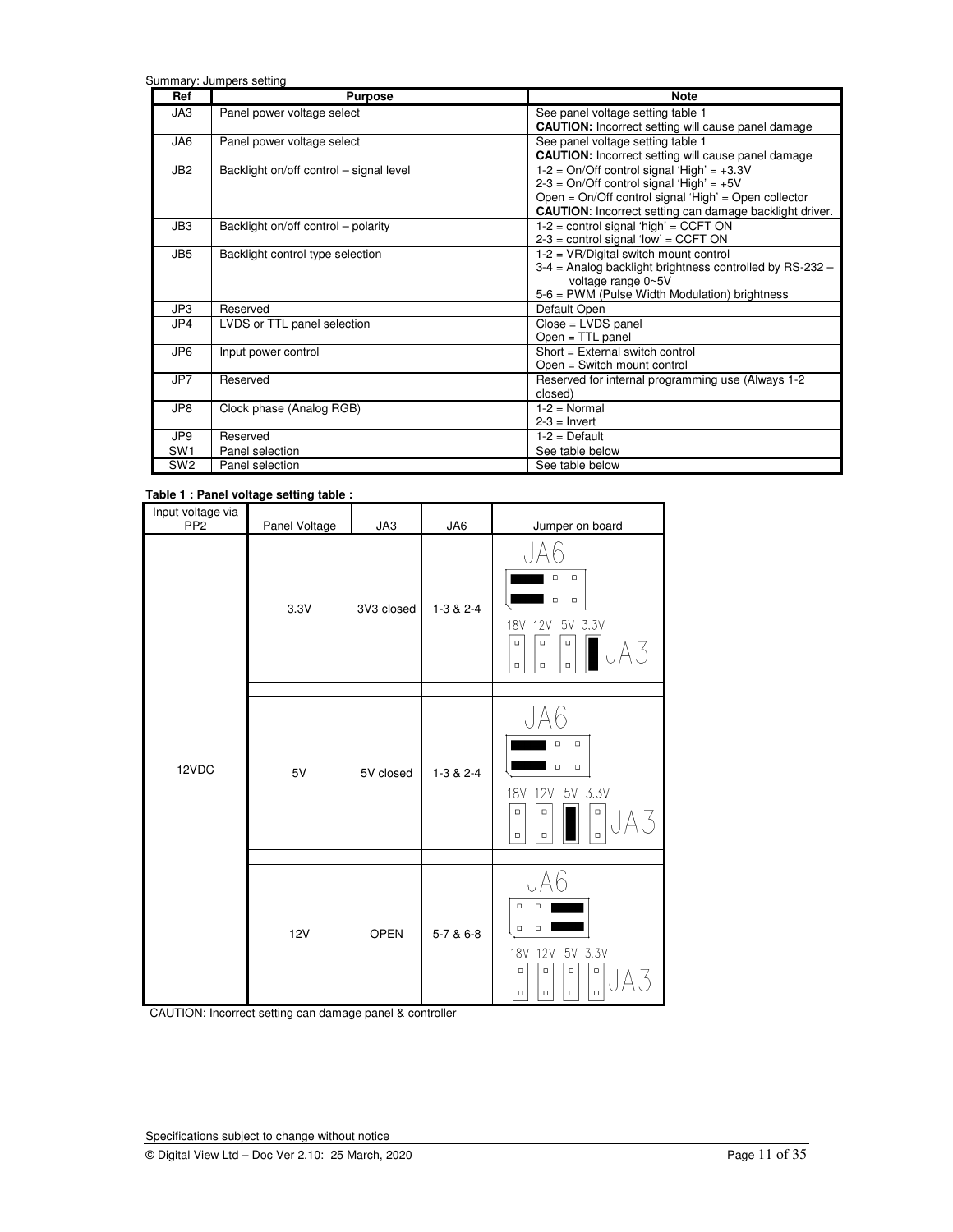Summary: Jumpers setting

| Ref | Purpose | Note |
|---|---|---|
| JA3 | Panel power voltage select | See panel voltage setting table 1<br>**CAUTION:** Incorrect setting will cause panel damage |
| JA6 | Panel power voltage select | See panel voltage setting table 1<br>**CAUTION:** Incorrect setting will cause panel damage |
| JB2 | Backlight on/off control – signal level | 1-2 = On/Off control signal 'High' = +3.3V<br>2-3 = On/Off control signal 'High' = +5V<br>Open = On/Off control signal 'High' = Open collector<br>**CAUTION**: Incorrect setting can damage backlight driver. |
| JB3 | Backlight on/off control – polarity | 1-2 = control signal 'high' = CCFT ON<br>2-3 = control signal 'low' = CCFT ON |
| JB5 | Backlight control type selection | 1-2 = VR/Digital switch mount control<br>3-4 = Analog backlight brightness controlled by RS-232 – voltage range 0~5V<br>5-6 = PWM (Pulse Width Modulation) brightness |
| JP3 | Reserved | Default Open |
| JP4 | LVDS or TTL panel selection | Close = LVDS panel<br>Open = TTL panel |
| JP6 | Input power control | Short = External switch control<br>Open = Switch mount control |
| JP7 | Reserved | Reserved for internal programming use (Always 1-2 closed) |
| JP8 | Clock phase (Analog RGB) | 1-2 = Normal<br>2-3 = Invert |
| JP9 | Reserved | 1-2 = Default |
| SW1 | Panel selection | See table below |
| SW2 | Panel selection | See table below |

**Table 1 : Panel voltage setting table :**

| Input voltage via PP2 | Panel Voltage | JA3 | JA6 | Jumper on board |
|---|---|---|---|---|
| 12VDC | 3.3V | 3V3 closed | 1-3 & 2-4 | JA6 / 18V 12V 5V 3.3V JA3 |
| | 5V | 5V closed | 1-3 & 2-4 | JA6 / 18V 12V 5V 3.3V JA3 |
| | 12V | OPEN | 5-7 & 6-8 | JA6 / 18V 12V 5V 3.3V JA3 |

CAUTION: Incorrect setting can damage panel & controller

Specifications subject to change without notice

© Digital View Ltd – Doc Ver 2.10: 25 March, 2020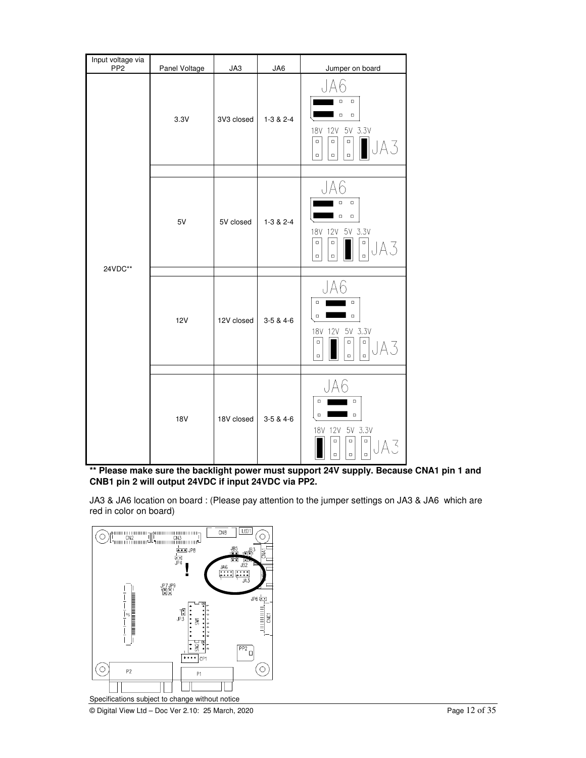| Input voltage via PP2 | Panel Voltage | JA3 | JA6 | Jumper on board |
|---|---|---|---|---|
| 24VDC** | 3.3V | 3V3 closed | 1-3 & 2-4 | |
| | 5V | 5V closed | 1-3 & 2-4 | |
| | 12V | 12V closed | 3-5 & 4-6 | |
| | 18V | 18V closed | 3-5 & 4-6 | |

**** Please make sure the backlight power must support 24V supply. Because CNA1 pin 1 and CNB1 pin 2 will output 24VDC if input 24VDC via PP2.**

JA3 & JA6 location on board : (Please pay attention to the jumper settings on JA3 & JA6 which are red in color on board)

Specifications subject to change without notice

© Digital View Ltd – Doc Ver 2.10: 25 March, 2020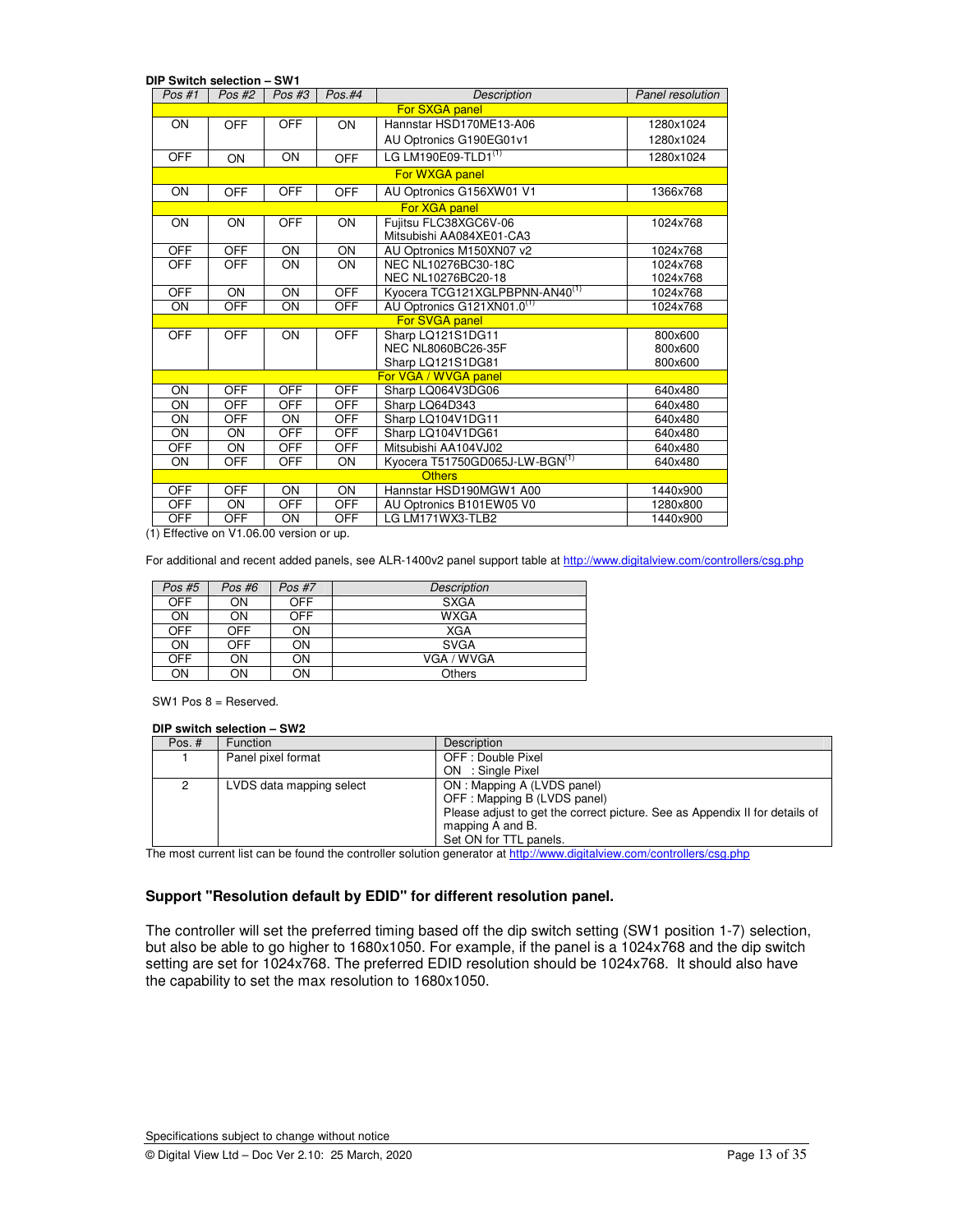**DIP Switch selection – SW1**

| Pos #1 | Pos #2 | Pos #3 | Pos.#4 | Description | Panel resolution |
|---|---|---|---|---|---|
| | | | | For SXGA panel | |
| ON | OFF | OFF | ON | Hannstar HSD170ME13-A06<br>AU Optronics G190EG01v1 | 1280x1024<br>1280x1024 |
| OFF | ON | ON | OFF | LG LM190E09-TLD1[(1)] | 1280x1024 |
| | | | | For WXGA panel | |
| ON | OFF | OFF | OFF | AU Optronics G156XW01 V1 | 1366x768 |
| | | | | For XGA panel | |
| ON | ON | OFF | ON | Fujitsu FLC38XGC6V-06<br>Mitsubishi AA084XE01-CA3 | 1024x768 |
| OFF | OFF | ON | ON | AU Optronics M150XN07 v2 | 1024x768 |
| OFF | OFF | ON | ON | NEC NL10276BC30-18C<br>NEC NL10276BC20-18 | 1024x768<br>1024x768 |
| OFF | ON | ON | OFF | Kyocera TCG121XGLPBPNN-AN40[(1)] | 1024x768 |
| ON | OFF | ON | OFF | AU Optronics G121XN01.0[(1)] | 1024x768 |
| | | | | For SVGA panel | |
| OFF | OFF | ON | OFF | Sharp LQ121S1DG11<br>NEC NL8060BC26-35F<br>Sharp LQ121S1DG81 | 800x600<br>800x600<br>800x600 |
| | | | | For VGA / WVGA panel | |
| ON | OFF | OFF | OFF | Sharp LQ064V3DG06 | 640x480 |
| ON | OFF | OFF | OFF | Sharp LQ64D343 | 640x480 |
| ON | OFF | ON | OFF | Sharp LQ104V1DG11 | 640x480 |
| ON | ON | OFF | OFF | Sharp LQ104V1DG61 | 640x480 |
| OFF | ON | OFF | OFF | Mitsubishi AA104VJ02 | 640x480 |
| ON | OFF | OFF | ON | Kyocera T51750GD065J-LW-BGN[(1)] | 640x480 |
| | | | | Others | |
| OFF | OFF | ON | ON | Hannstar HSD190MGW1 A00 | 1440x900 |
| OFF | ON | OFF | OFF | AU Optronics B101EW05 V0 | 1280x800 |
| OFF | OFF | ON | OFF | LG LM171WX3-TLB2 | 1440x900 |

(1) Effective on V1.06.00 version or up.

For additional and recent added panels, see ALR-1400v2 panel support table at http://www.digitalview.com/controllers/csg.php

| Pos #5 | Pos #6 | Pos #7 | Description |
|---|---|---|---|
| OFF | ON | OFF | SXGA |
| ON | ON | OFF | WXGA |
| OFF | OFF | ON | XGA |
| ON | OFF | ON | SVGA |
| OFF | ON | ON | VGA / WVGA |
| ON | ON | ON | Others |

SW1 Pos 8 = Reserved.

**DIP switch selection – SW2**

| Pos. # | Function | Description |
|---|---|---|
| 1 | Panel pixel format | OFF : Double Pixel<br>ON : Single Pixel |
| 2 | LVDS data mapping select | ON : Mapping A (LVDS panel)<br>OFF : Mapping B (LVDS panel)<br>Please adjust to get the correct picture. See as Appendix II for details of mapping A and B.<br>Set ON for TTL panels. |

The most current list can be found the controller solution generator at http://www.digitalview.com/controllers/csg.php

### Support "Resolution default by EDID" for different resolution panel.

The controller will set the preferred timing based off the dip switch setting (SW1 position 1-7) selection, but also be able to go higher to 1680x1050. For example, if the panel is a 1024x768 and the dip switch setting are set for 1024x768. The preferred EDID resolution should be 1024x768. It should also have the capability to set the max resolution to 1680x1050.

Specifications subject to change without notice

© Digital View Ltd – Doc Ver 2.10: 25 March, 2020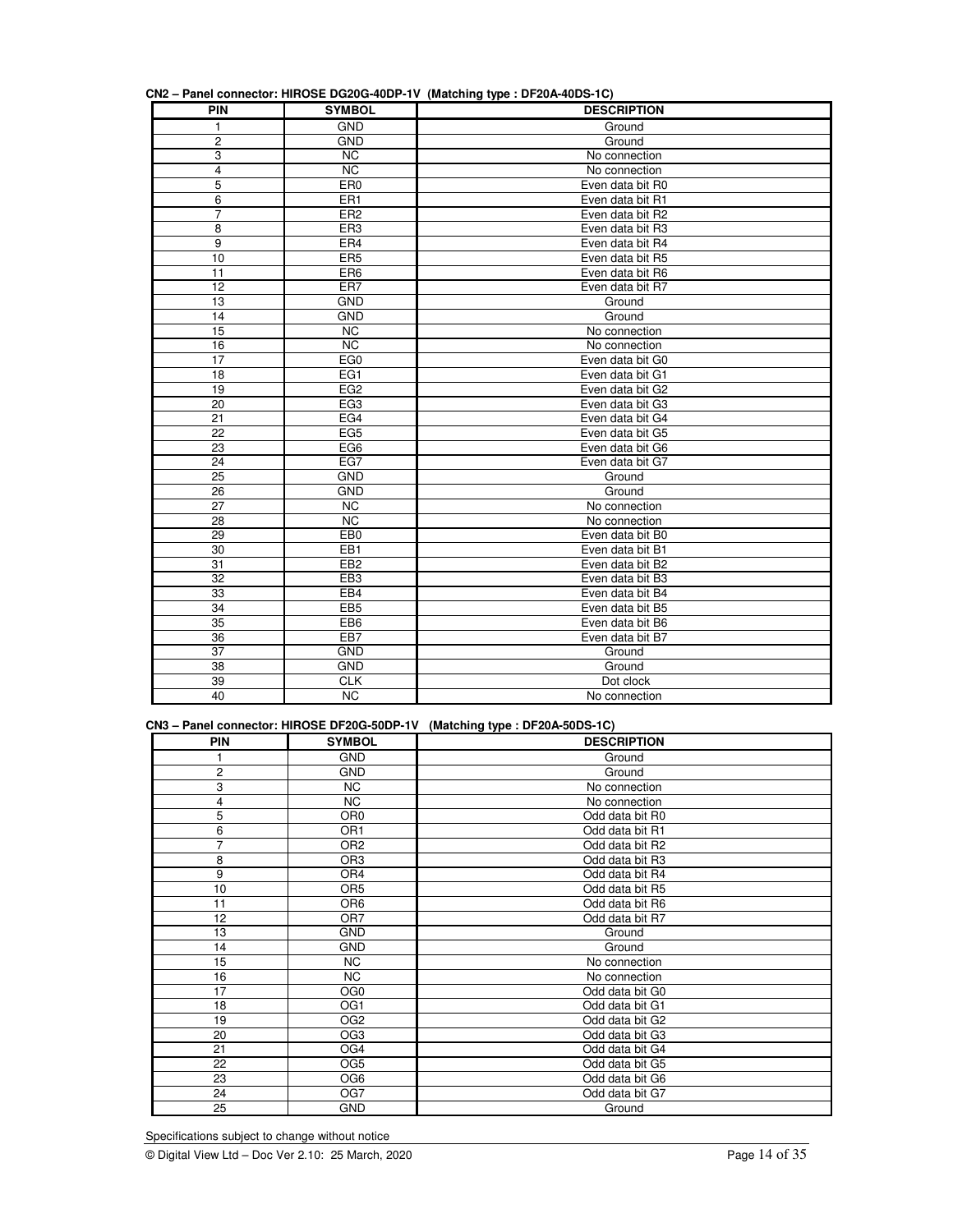**CN2 – Panel connector: HIROSE DG20G-40DP-1V (Matching type : DF20A-40DS-1C)**

| PIN | SYMBOL | DESCRIPTION |
|---|---|---|
| 1 | GND | Ground |
| 2 | GND | Ground |
| 3 | NC | No connection |
| 4 | NC | No connection |
| 5 | ER0 | Even data bit R0 |
| 6 | ER1 | Even data bit R1 |
| 7 | ER2 | Even data bit R2 |
| 8 | ER3 | Even data bit R3 |
| 9 | ER4 | Even data bit R4 |
| 10 | ER5 | Even data bit R5 |
| 11 | ER6 | Even data bit R6 |
| 12 | ER7 | Even data bit R7 |
| 13 | GND | Ground |
| 14 | GND | Ground |
| 15 | NC | No connection |
| 16 | NC | No connection |
| 17 | EG0 | Even data bit G0 |
| 18 | EG1 | Even data bit G1 |
| 19 | EG2 | Even data bit G2 |
| 20 | EG3 | Even data bit G3 |
| 21 | EG4 | Even data bit G4 |
| 22 | EG5 | Even data bit G5 |
| 23 | EG6 | Even data bit G6 |
| 24 | EG7 | Even data bit G7 |
| 25 | GND | Ground |
| 26 | GND | Ground |
| 27 | NC | No connection |
| 28 | NC | No connection |
| 29 | EB0 | Even data bit B0 |
| 30 | EB1 | Even data bit B1 |
| 31 | EB2 | Even data bit B2 |
| 32 | EB3 | Even data bit B3 |
| 33 | EB4 | Even data bit B4 |
| 34 | EB5 | Even data bit B5 |
| 35 | EB6 | Even data bit B6 |
| 36 | EB7 | Even data bit B7 |
| 37 | GND | Ground |
| 38 | GND | Ground |
| 39 | CLK | Dot clock |
| 40 | NC | No connection |

**CN3 – Panel connector: HIROSE DF20G-50DP-1V (Matching type : DF20A-50DS-1C)**

| PIN | SYMBOL | DESCRIPTION |
|---|---|---|
| 1 | GND | Ground |
| 2 | GND | Ground |
| 3 | NC | No connection |
| 4 | NC | No connection |
| 5 | OR0 | Odd data bit R0 |
| 6 | OR1 | Odd data bit R1 |
| 7 | OR2 | Odd data bit R2 |
| 8 | OR3 | Odd data bit R3 |
| 9 | OR4 | Odd data bit R4 |
| 10 | OR5 | Odd data bit R5 |
| 11 | OR6 | Odd data bit R6 |
| 12 | OR7 | Odd data bit R7 |
| 13 | GND | Ground |
| 14 | GND | Ground |
| 15 | NC | No connection |
| 16 | NC | No connection |
| 17 | OG0 | Odd data bit G0 |
| 18 | OG1 | Odd data bit G1 |
| 19 | OG2 | Odd data bit G2 |
| 20 | OG3 | Odd data bit G3 |
| 21 | OG4 | Odd data bit G4 |
| 22 | OG5 | Odd data bit G5 |
| 23 | OG6 | Odd data bit G6 |
| 24 | OG7 | Odd data bit G7 |
| 25 | GND | Ground |

Specifications subject to change without notice

© Digital View Ltd – Doc Ver 2.10: 25 March, 2020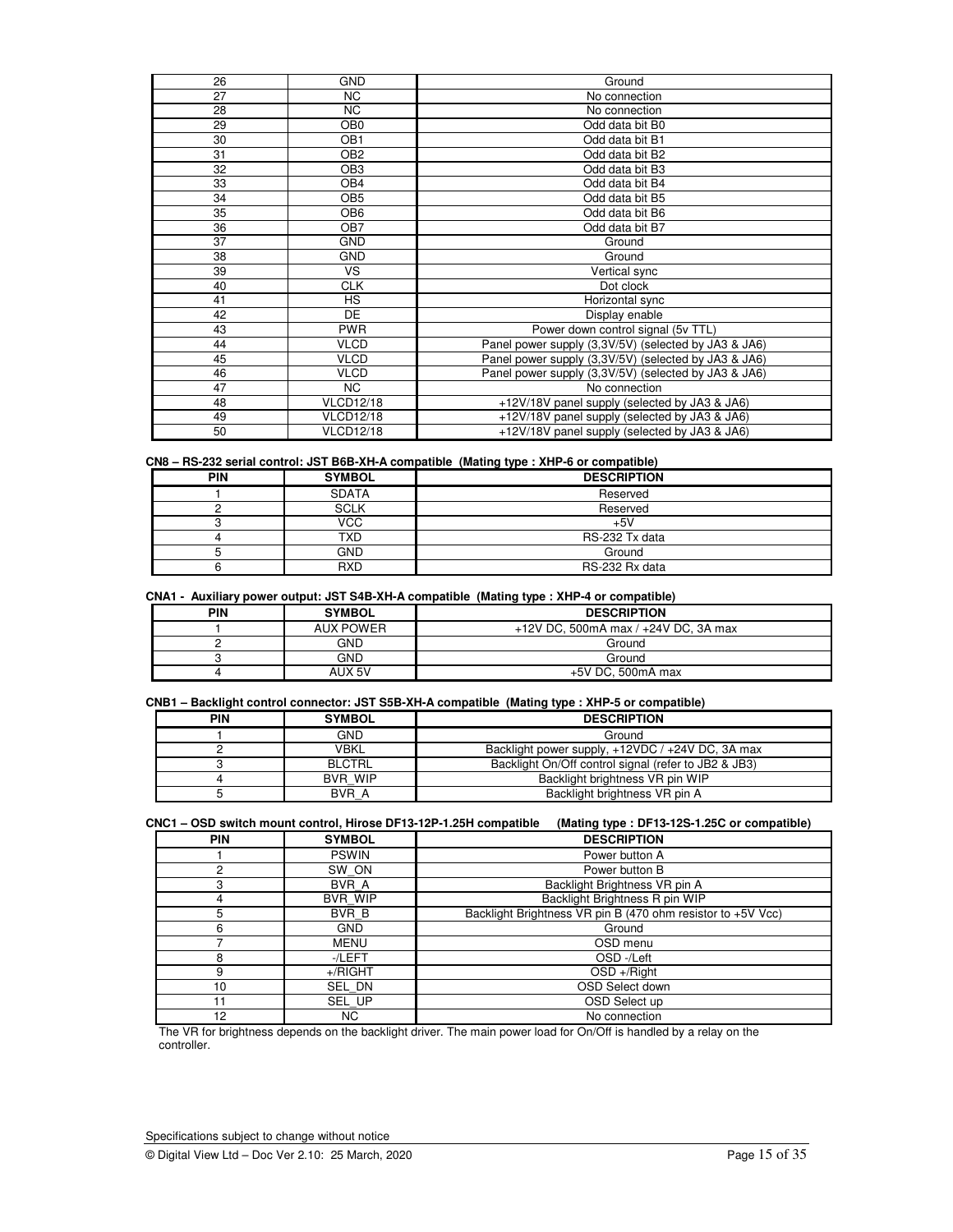| | | |
|---|---|---|
| 26 | GND | Ground |
| 27 | NC | No connection |
| 28 | NC | No connection |
| 29 | OB0 | Odd data bit B0 |
| 30 | OB1 | Odd data bit B1 |
| 31 | OB2 | Odd data bit B2 |
| 32 | OB3 | Odd data bit B3 |
| 33 | OB4 | Odd data bit B4 |
| 34 | OB5 | Odd data bit B5 |
| 35 | OB6 | Odd data bit B6 |
| 36 | OB7 | Odd data bit B7 |
| 37 | GND | Ground |
| 38 | GND | Ground |
| 39 | VS | Vertical sync |
| 40 | CLK | Dot clock |
| 41 | HS | Horizontal sync |
| 42 | DE | Display enable |
| 43 | PWR | Power down control signal (5v TTL) |
| 44 | VLCD | Panel power supply (3,3V/5V) (selected by JA3 & JA6) |
| 45 | VLCD | Panel power supply (3,3V/5V) (selected by JA3 & JA6) |
| 46 | VLCD | Panel power supply (3,3V/5V) (selected by JA3 & JA6) |
| 47 | NC | No connection |
| 48 | VLCD12/18 | +12V/18V panel supply (selected by JA3 & JA6) |
| 49 | VLCD12/18 | +12V/18V panel supply (selected by JA3 & JA6) |
| 50 | VLCD12/18 | +12V/18V panel supply (selected by JA3 & JA6) |

**CN8 – RS-232 serial control: JST B6B-XH-A compatible (Mating type : XHP-6 or compatible)**

| PIN | SYMBOL | DESCRIPTION |
|---|---|---|
| 1 | SDATA | Reserved |
| 2 | SCLK | Reserved |
| 3 | VCC | +5V |
| 4 | TXD | RS-232 Tx data |
| 5 | GND | Ground |
| 6 | RXD | RS-232 Rx data |

**CNA1 - Auxiliary power output: JST S4B-XH-A compatible (Mating type : XHP-4 or compatible)**

| PIN | SYMBOL | DESCRIPTION |
|---|---|---|
| 1 | AUX POWER | +12V DC, 500mA max / +24V DC, 3A max |
| 2 | GND | Ground |
| 3 | GND | Ground |
| 4 | AUX 5V | +5V DC, 500mA max |

**CNB1 – Backlight control connector: JST S5B-XH-A compatible (Mating type : XHP-5 or compatible)**

| PIN | SYMBOL | DESCRIPTION |
|---|---|---|
| 1 | GND | Ground |
| 2 | VBKL | Backlight power supply, +12VDC / +24V DC, 3A max |
| 3 | BLCTRL | Backlight On/Off control signal (refer to JB2 & JB3) |
| 4 | BVR_WIP | Backlight brightness VR pin WIP |
| 5 | BVR_A | Backlight brightness VR pin A |

**CNC1 – OSD switch mount control, Hirose DF13-12P-1.25H compatible (Mating type : DF13-12S-1.25C or compatible)**

| PIN | SYMBOL | DESCRIPTION |
|---|---|---|
| 1 | PSWIN | Power button A |
| 2 | SW_ON | Power button B |
| 3 | BVR_A | Backlight Brightness VR pin A |
| 4 | BVR_WIP | Backlight Brightness R pin WIP |
| 5 | BVR_B | Backlight Brightness VR pin B (470 ohm resistor to +5V Vcc) |
| 6 | GND | Ground |
| 7 | MENU | OSD menu |
| 8 | -/LEFT | OSD -/Left |
| 9 | +/RIGHT | OSD +/Right |
| 10 | SEL_DN | OSD Select down |
| 11 | SEL_UP | OSD Select up |
| 12 | NC | No connection |

The VR for brightness depends on the backlight driver. The main power load for On/Off is handled by a relay on the controller.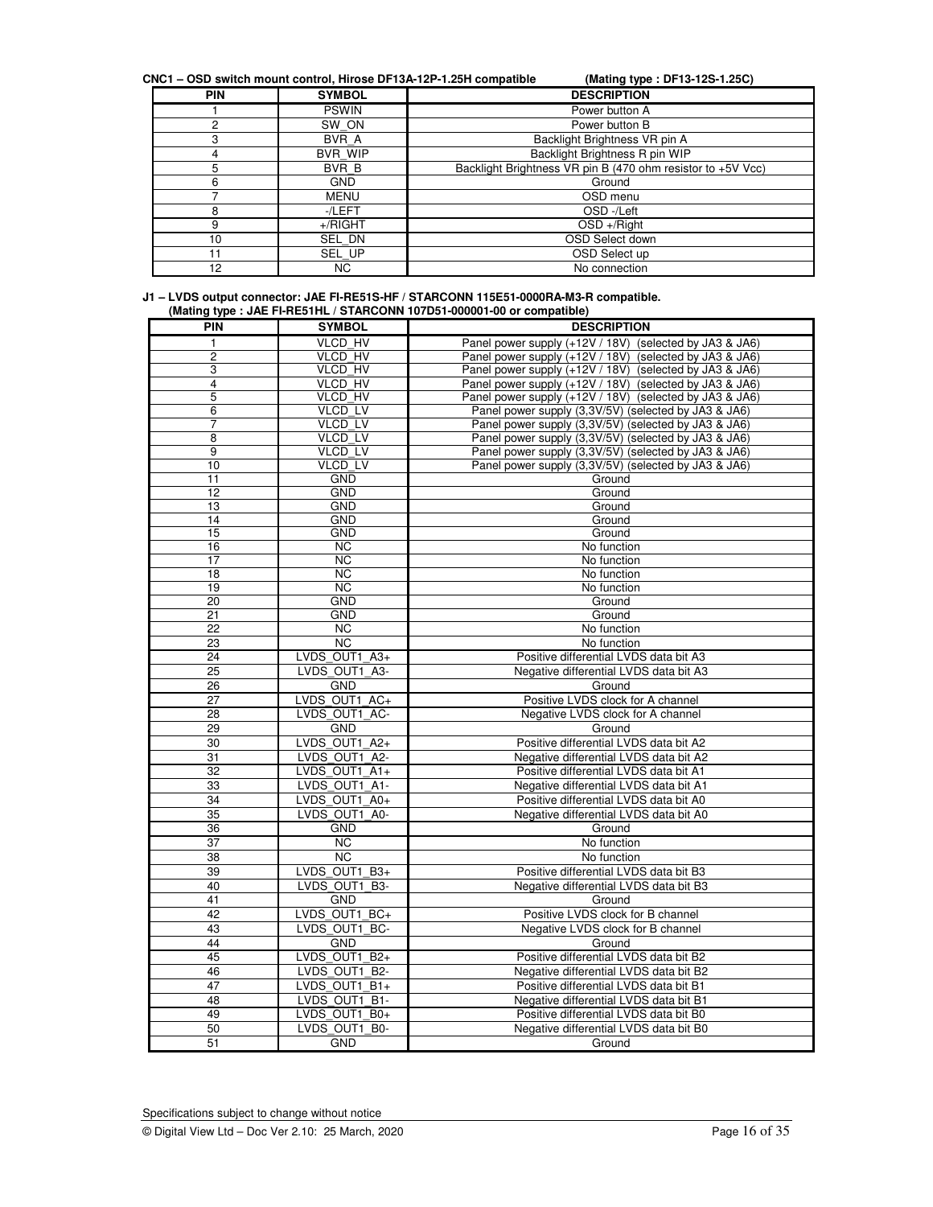**CNC1 – OSD switch mount control, Hirose DF13A-12P-1.25H compatible (Mating type : DF13-12S-1.25C)**

| PIN | SYMBOL | DESCRIPTION |
|---|---|---|
| 1 | PSWIN | Power button A |
| 2 | SW_ON | Power button B |
| 3 | BVR_A | Backlight Brightness VR pin A |
| 4 | BVR_WIP | Backlight Brightness R pin WIP |
| 5 | BVR_B | Backlight Brightness VR pin B (470 ohm resistor to +5V Vcc) |
| 6 | GND | Ground |
| 7 | MENU | OSD menu |
| 8 | -/LEFT | OSD -/Left |
| 9 | +/RIGHT | OSD +/Right |
| 10 | SEL_DN | OSD Select down |
| 11 | SEL_UP | OSD Select up |
| 12 | NC | No connection |

**J1 – LVDS output connector: JAE FI-RE51S-HF / STARCONN 115E51-0000RA-M3-R compatible.**
**(Mating type : JAE FI-RE51HL / STARCONN 107D51-000001-00 or compatible)**

| PIN | SYMBOL | DESCRIPTION |
|---|---|---|
| 1 | VLCD_HV | Panel power supply (+12V / 18V) (selected by JA3 & JA6) |
| 2 | VLCD_HV | Panel power supply (+12V / 18V) (selected by JA3 & JA6) |
| 3 | VLCD_HV | Panel power supply (+12V / 18V) (selected by JA3 & JA6) |
| 4 | VLCD_HV | Panel power supply (+12V / 18V) (selected by JA3 & JA6) |
| 5 | VLCD_HV | Panel power supply (+12V / 18V) (selected by JA3 & JA6) |
| 6 | VLCD_LV | Panel power supply (3,3V/5V) (selected by JA3 & JA6) |
| 7 | VLCD_LV | Panel power supply (3,3V/5V) (selected by JA3 & JA6) |
| 8 | VLCD_LV | Panel power supply (3,3V/5V) (selected by JA3 & JA6) |
| 9 | VLCD_LV | Panel power supply (3,3V/5V) (selected by JA3 & JA6) |
| 10 | VLCD_LV | Panel power supply (3,3V/5V) (selected by JA3 & JA6) |
| 11 | GND | Ground |
| 12 | GND | Ground |
| 13 | GND | Ground |
| 14 | GND | Ground |
| 15 | GND | Ground |
| 16 | NC | No function |
| 17 | NC | No function |
| 18 | NC | No function |
| 19 | NC | No function |
| 20 | GND | Ground |
| 21 | GND | Ground |
| 22 | NC | No function |
| 23 | NC | No function |
| 24 | LVDS_OUT1_A3+ | Positive differential LVDS data bit A3 |
| 25 | LVDS_OUT1_A3- | Negative differential LVDS data bit A3 |
| 26 | GND | Ground |
| 27 | LVDS_OUT1_AC+ | Positive LVDS clock for A channel |
| 28 | LVDS_OUT1_AC- | Negative LVDS clock for A channel |
| 29 | GND | Ground |
| 30 | LVDS_OUT1_A2+ | Positive differential LVDS data bit A2 |
| 31 | LVDS_OUT1_A2- | Negative differential LVDS data bit A2 |
| 32 | LVDS_OUT1_A1+ | Positive differential LVDS data bit A1 |
| 33 | LVDS_OUT1_A1- | Negative differential LVDS data bit A1 |
| 34 | LVDS_OUT1_A0+ | Positive differential LVDS data bit A0 |
| 35 | LVDS_OUT1_A0- | Negative differential LVDS data bit A0 |
| 36 | GND | Ground |
| 37 | NC | No function |
| 38 | NC | No function |
| 39 | LVDS_OUT1_B3+ | Positive differential LVDS data bit B3 |
| 40 | LVDS_OUT1_B3- | Negative differential LVDS data bit B3 |
| 41 | GND | Ground |
| 42 | LVDS_OUT1_BC+ | Positive LVDS clock for B channel |
| 43 | LVDS_OUT1_BC- | Negative LVDS clock for B channel |
| 44 | GND | Ground |
| 45 | LVDS_OUT1_B2+ | Positive differential LVDS data bit B2 |
| 46 | LVDS_OUT1_B2- | Negative differential LVDS data bit B2 |
| 47 | LVDS_OUT1_B1+ | Positive differential LVDS data bit B1 |
| 48 | LVDS_OUT1_B1- | Negative differential LVDS data bit B1 |
| 49 | LVDS_OUT1_B0+ | Positive differential LVDS data bit B0 |
| 50 | LVDS_OUT1_B0- | Negative differential LVDS data bit B0 |
| 51 | GND | Ground |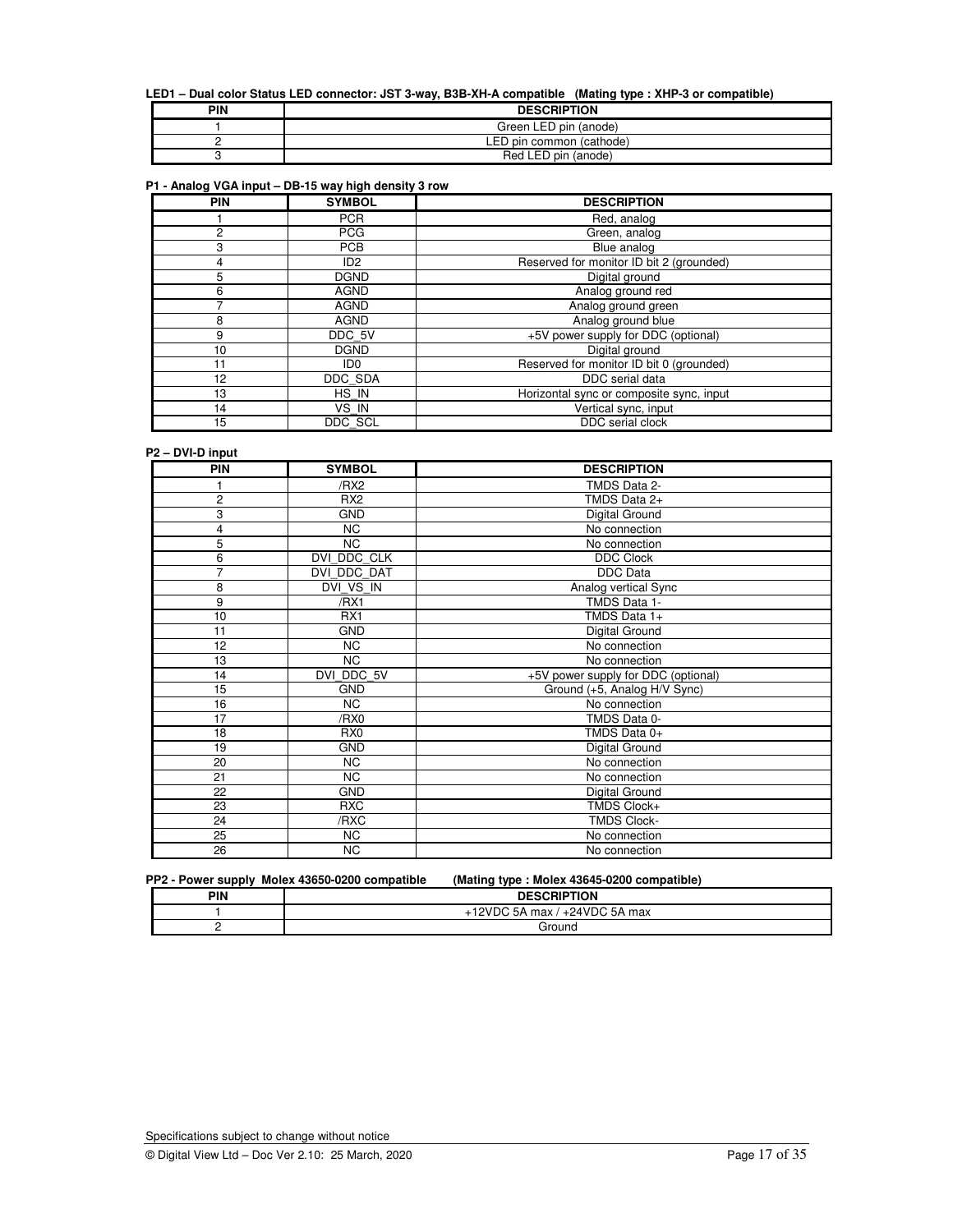**LED1 – Dual color Status LED connector: JST 3-way, B3B-XH-A compatible (Mating type : XHP-3 or compatible)**

| PIN | DESCRIPTION |
|---|---|
| 1 | Green LED pin (anode) |
| 2 | LED pin common (cathode) |
| 3 | Red LED pin (anode) |

**P1 - Analog VGA input – DB-15 way high density 3 row**

| PIN | SYMBOL | DESCRIPTION |
|---|---|---|
| 1 | PCR | Red, analog |
| 2 | PCG | Green, analog |
| 3 | PCB | Blue analog |
| 4 | ID2 | Reserved for monitor ID bit 2 (grounded) |
| 5 | DGND | Digital ground |
| 6 | AGND | Analog ground red |
| 7 | AGND | Analog ground green |
| 8 | AGND | Analog ground blue |
| 9 | DDC_5V | +5V power supply for DDC (optional) |
| 10 | DGND | Digital ground |
| 11 | ID0 | Reserved for monitor ID bit 0 (grounded) |
| 12 | DDC_SDA | DDC serial data |
| 13 | HS_IN | Horizontal sync or composite sync, input |
| 14 | VS_IN | Vertical sync, input |
| 15 | DDC_SCL | DDC serial clock |

**P2 – DVI-D input**

| PIN | SYMBOL | DESCRIPTION |
|---|---|---|
| 1 | /RX2 | TMDS Data 2- |
| 2 | RX2 | TMDS Data 2+ |
| 3 | GND | Digital Ground |
| 4 | NC | No connection |
| 5 | NC | No connection |
| 6 | DVI_DDC_CLK | DDC Clock |
| 7 | DVI_DDC_DAT | DDC Data |
| 8 | DVI_VS_IN | Analog vertical Sync |
| 9 | /RX1 | TMDS Data 1- |
| 10 | RX1 | TMDS Data 1+ |
| 11 | GND | Digital Ground |
| 12 | NC | No connection |
| 13 | NC | No connection |
| 14 | DVI_DDC_5V | +5V power supply for DDC (optional) |
| 15 | GND | Ground (+5, Analog H/V Sync) |
| 16 | NC | No connection |
| 17 | /RX0 | TMDS Data 0- |
| 18 | RX0 | TMDS Data 0+ |
| 19 | GND | Digital Ground |
| 20 | NC | No connection |
| 21 | NC | No connection |
| 22 | GND | Digital Ground |
| 23 | RXC | TMDS Clock+ |
| 24 | /RXC | TMDS Clock- |
| 25 | NC | No connection |
| 26 | NC | No connection |

**PP2 - Power supply Molex 43650-0200 compatible (Mating type : Molex 43645-0200 compatible)**

| PIN | DESCRIPTION |
|---|---|
| 1 | +12VDC 5A max / +24VDC 5A max |
| 2 | Ground |

Specifications subject to change without notice

© Digital View Ltd – Doc Ver 2.10: 25 March, 2020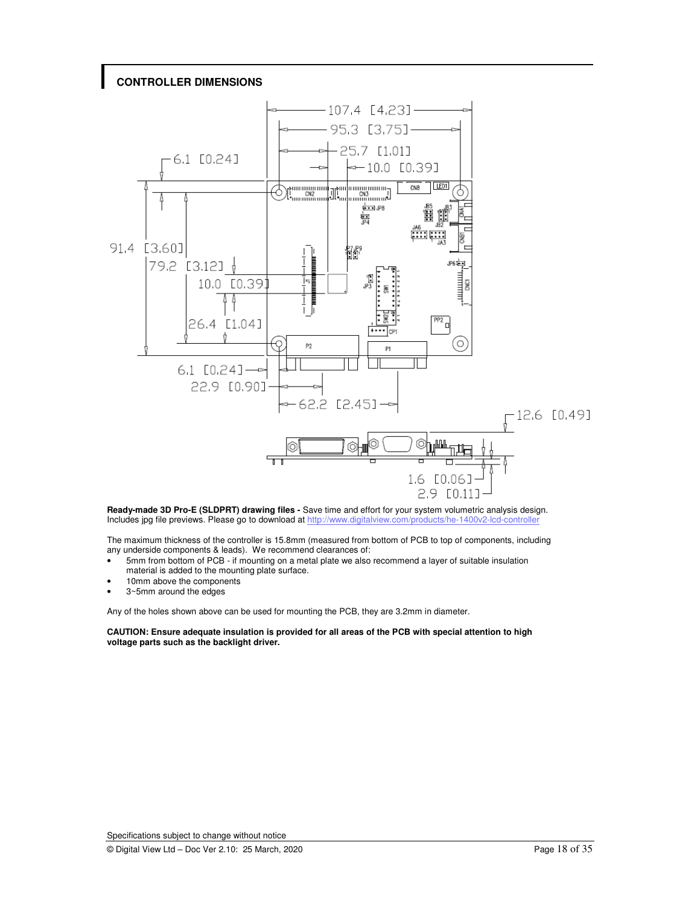## CONTROLLER DIMENSIONS

**Ready-made 3D Pro-E (SLDPRT) drawing files -** Save time and effort for your system volumetric analysis design. Includes jpg file previews. Please go to download at http://www.digitalview.com/products/he-1400v2-lcd-controller

The maximum thickness of the controller is 15.8mm (measured from bottom of PCB to top of components, including any underside components & leads). We recommend clearances of:

- 5mm from bottom of PCB - if mounting on a metal plate we also recommend a layer of suitable insulation material is added to the mounting plate surface.
- 10mm above the components
- 3~5mm around the edges

Any of the holes shown above can be used for mounting the PCB, they are 3.2mm in diameter.

**CAUTION: Ensure adequate insulation is provided for all areas of the PCB with special attention to high voltage parts such as the backlight driver.**

Specifications subject to change without notice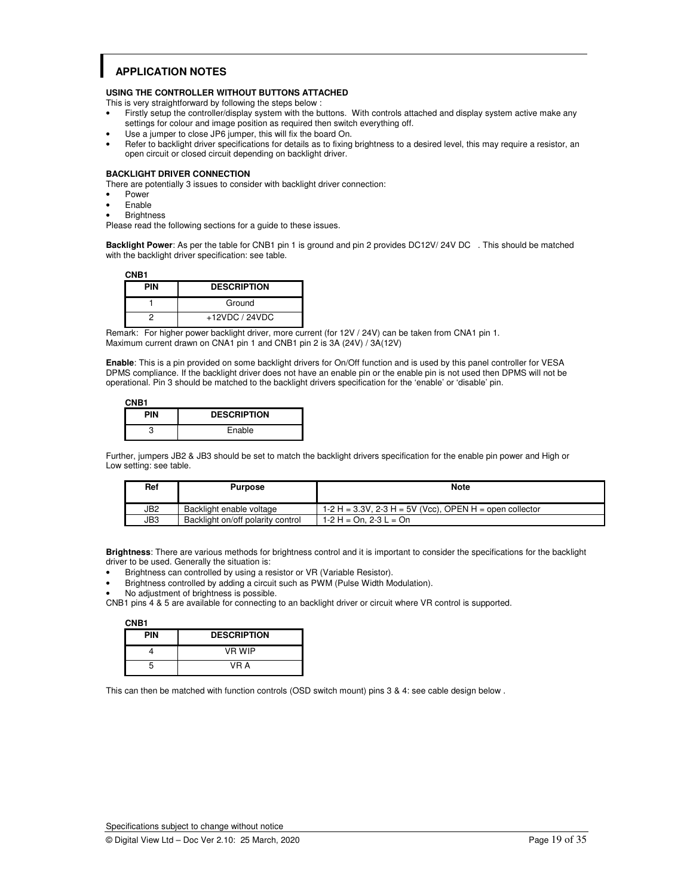## APPLICATION NOTES

**USING THE CONTROLLER WITHOUT BUTTONS ATTACHED**

This is very straightforward by following the steps below :

- Firstly setup the controller/display system with the buttons. With controls attached and display system active make any settings for colour and image position as required then switch everything off.
- Use a jumper to close JP6 jumper, this will fix the board On.
- Refer to backlight driver specifications for details as to fixing brightness to a desired level, this may require a resistor, an open circuit or closed circuit depending on backlight driver.

**BACKLIGHT DRIVER CONNECTION**

There are potentially 3 issues to consider with backlight driver connection:

- Power
- Enable
- Brightness

Please read the following sections for a guide to these issues.

**Backlight Power**: As per the table for CNB1 pin 1 is ground and pin 2 provides DC12V/ 24V DC . This should be matched with the backlight driver specification: see table.

**CNB1**

| PIN | DESCRIPTION |
|---|---|
| 1 | Ground |
| 2 | +12VDC / 24VDC |

Remark: For higher power backlight driver, more current (for 12V / 24V) can be taken from CNA1 pin 1.
Maximum current drawn on CNA1 pin 1 and CNB1 pin 2 is 3A (24V) / 3A(12V)

**Enable**: This is a pin provided on some backlight drivers for On/Off function and is used by this panel controller for VESA DPMS compliance. If the backlight driver does not have an enable pin or the enable pin is not used then DPMS will not be operational. Pin 3 should be matched to the backlight drivers specification for the 'enable' or 'disable' pin.

**CNB1**

| PIN | DESCRIPTION |
|---|---|
| 3 | Enable |

Further, jumpers JB2 & JB3 should be set to match the backlight drivers specification for the enable pin power and High or Low setting: see table.

| Ref | Purpose | Note |
|---|---|---|
| JB2 | Backlight enable voltage | 1-2 H = 3.3V, 2-3 H = 5V (Vcc), OPEN H = open collector |
| JB3 | Backlight on/off polarity control | 1-2 H = On, 2-3 L = On |

**Brightness**: There are various methods for brightness control and it is important to consider the specifications for the backlight driver to be used. Generally the situation is:

- Brightness can controlled by using a resistor or VR (Variable Resistor).
- Brightness controlled by adding a circuit such as PWM (Pulse Width Modulation).
- No adjustment of brightness is possible.

CNB1 pins 4 & 5 are available for connecting to an backlight driver or circuit where VR control is supported.

**CNB1**

| PIN | DESCRIPTION |
|---|---|
| 4 | VR WIP |
| 5 | VR A |

This can then be matched with function controls (OSD switch mount) pins 3 & 4: see cable design below .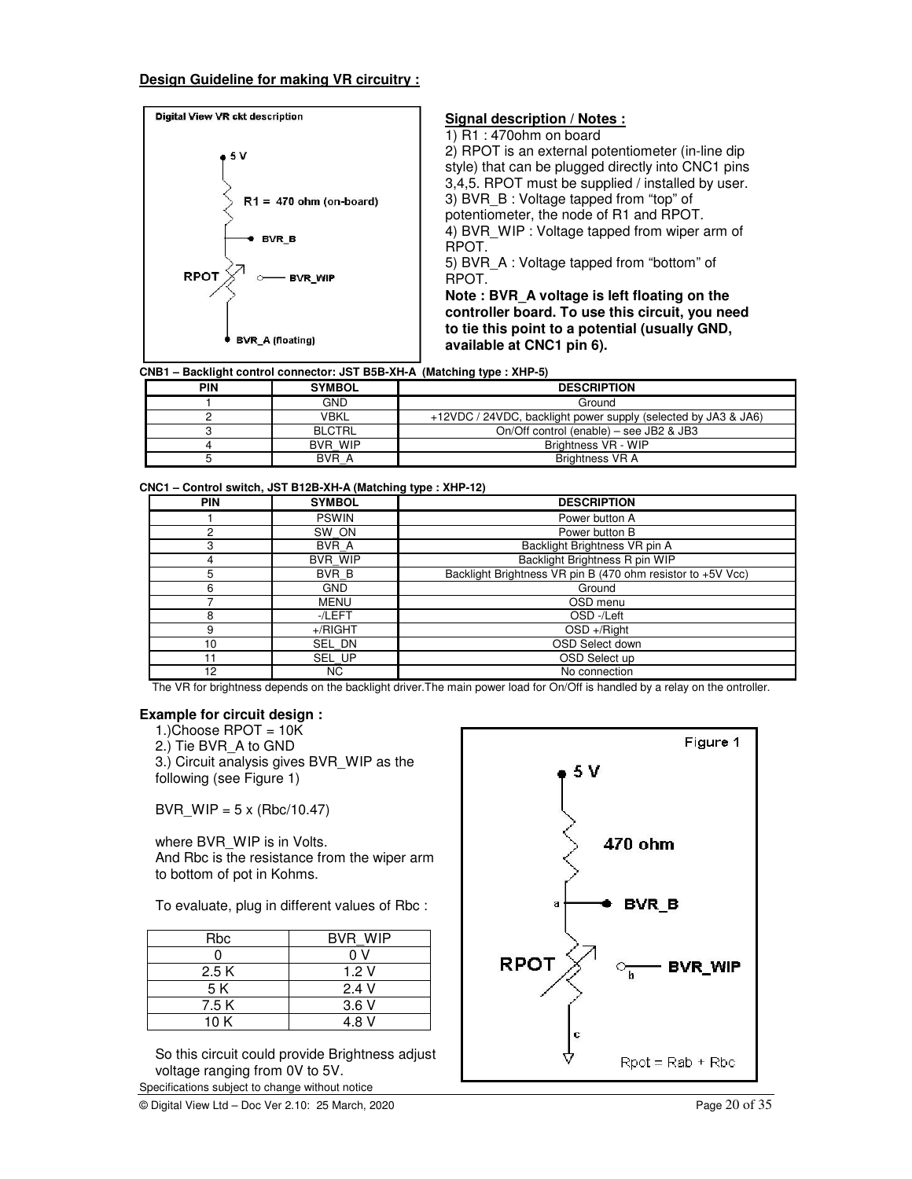**Design Guideline for making VR circuitry :**

**Signal description / Notes :**

1) R1 : 470ohm on board
2) RPOT is an external potentiometer (in-line dip style) that can be plugged directly into CNC1 pins 3,4,5. RPOT must be supplied / installed by user.
3) BVR_B : Voltage tapped from "top" of potentiometer, the node of R1 and RPOT.
4) BVR_WIP : Voltage tapped from wiper arm of RPOT.
5) BVR_A : Voltage tapped from "bottom" of RPOT.

**Note : BVR_A voltage is left floating on the controller board. To use this circuit, you need to tie this point to a potential (usually GND, available at CNC1 pin 6).**

**CNB1 – Backlight control connector: JST B5B-XH-A (Matching type : XHP-5)**

| PIN | SYMBOL | DESCRIPTION |
|---|---|---|
| 1 | GND | Ground |
| 2 | VBKL | +12VDC / 24VDC, backlight power supply (selected by JA3 & JA6) |
| 3 | BLCTRL | On/Off control (enable) – see JB2 & JB3 |
| 4 | BVR_WIP | Brightness VR - WIP |
| 5 | BVR_A | Brightness VR A |

**CNC1 – Control switch, JST B12B-XH-A (Matching type : XHP-12)**

| PIN | SYMBOL | DESCRIPTION |
|---|---|---|
| 1 | PSWIN | Power button A |
| 2 | SW_ON | Power button B |
| 3 | BVR_A | Backlight Brightness VR pin A |
| 4 | BVR_WIP | Backlight Brightness R pin WIP |
| 5 | BVR_B | Backlight Brightness VR pin B (470 ohm resistor to +5V Vcc) |
| 6 | GND | Ground |
| 7 | MENU | OSD menu |
| 8 | -/LEFT | OSD -/Left |
| 9 | +/RIGHT | OSD +/Right |
| 10 | SEL_DN | OSD Select down |
| 11 | SEL_UP | OSD Select up |
| 12 | NC | No connection |

The VR for brightness depends on the backlight driver.The main power load for On/Off is handled by a relay on the ontroller.

**Example for circuit design :**

1.)Choose RPOT = 10K
2.) Tie BVR_A to GND
3.) Circuit analysis gives BVR_WIP as the following (see Figure 1)

BVR_WIP = 5 x (Rbc/10.47)

where BVR_WIP is in Volts.
And Rbc is the resistance from the wiper arm to bottom of pot in Kohms.

To evaluate, plug in different values of Rbc :

| Rbc | BVR_WIP |
|---|---|
| 0 | 0 V |
| 2.5 K | 1.2 V |
| 5 K | 2.4 V |
| 7.5 K | 3.6 V |
| 10 K | 4.8 V |

So this circuit could provide Brightness adjust voltage ranging from 0V to 5V.

Figure 1

Specifications subject to change without notice

© Digital View Ltd – Doc Ver 2.10: 25 March, 2020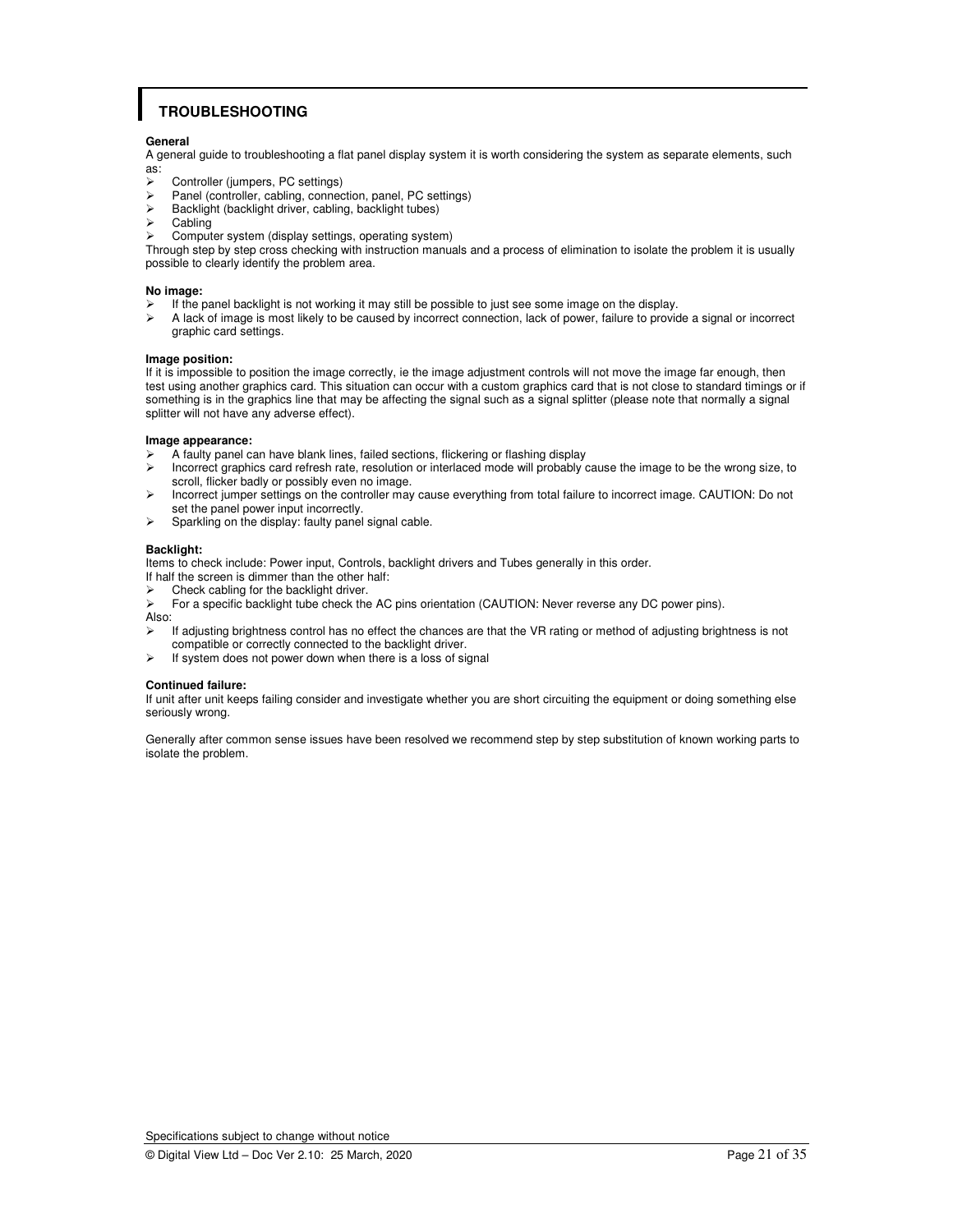# TROUBLESHOOTING

**General**

A general guide to troubleshooting a flat panel display system it is worth considering the system as separate elements, such as:

- Controller (jumpers, PC settings)
- Panel (controller, cabling, connection, panel, PC settings)
- Backlight (backlight driver, cabling, backlight tubes)
- Cabling
- Computer system (display settings, operating system)

Through step by step cross checking with instruction manuals and a process of elimination to isolate the problem it is usually possible to clearly identify the problem area.

**No image:**

- If the panel backlight is not working it may still be possible to just see some image on the display.
- A lack of image is most likely to be caused by incorrect connection, lack of power, failure to provide a signal or incorrect graphic card settings.

**Image position:**

If it is impossible to position the image correctly, ie the image adjustment controls will not move the image far enough, then test using another graphics card. This situation can occur with a custom graphics card that is not close to standard timings or if something is in the graphics line that may be affecting the signal such as a signal splitter (please note that normally a signal splitter will not have any adverse effect).

**Image appearance:**

- A faulty panel can have blank lines, failed sections, flickering or flashing display
- Incorrect graphics card refresh rate, resolution or interlaced mode will probably cause the image to be the wrong size, to scroll, flicker badly or possibly even no image.
- Incorrect jumper settings on the controller may cause everything from total failure to incorrect image. CAUTION: Do not set the panel power input incorrectly.
- Sparkling on the display: faulty panel signal cable.

**Backlight:**

Items to check include: Power input, Controls, backlight drivers and Tubes generally in this order.
If half the screen is dimmer than the other half:

- Check cabling for the backlight driver.
- For a specific backlight tube check the AC pins orientation (CAUTION: Never reverse any DC power pins).

Also:

- If adjusting brightness control has no effect the chances are that the VR rating or method of adjusting brightness is not compatible or correctly connected to the backlight driver.
- If system does not power down when there is a loss of signal

**Continued failure:**

If unit after unit keeps failing consider and investigate whether you are short circuiting the equipment or doing something else seriously wrong.

Generally after common sense issues have been resolved we recommend step by step substitution of known working parts to isolate the problem.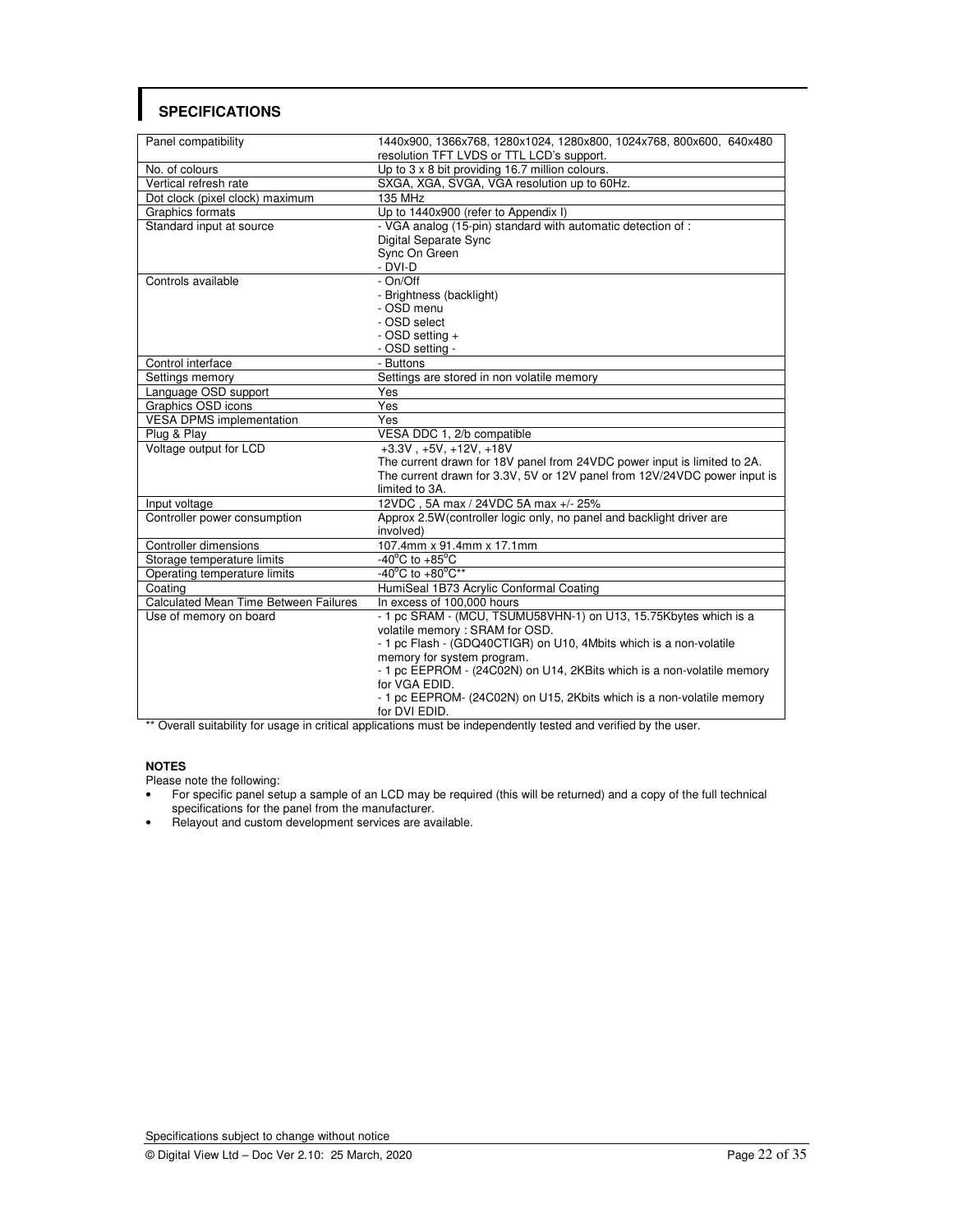## SPECIFICATIONS

| | |
|---|---|
| Panel compatibility | 1440x900, 1366x768, 1280x1024, 1280x800, 1024x768, 800x600, 640x480 resolution TFT LVDS or TTL LCD's support. |
| No. of colours | Up to 3 x 8 bit providing 16.7 million colours. |
| Vertical refresh rate | SXGA, XGA, SVGA, VGA resolution up to 60Hz. |
| Dot clock (pixel clock) maximum | 135 MHz |
| Graphics formats | Up to 1440x900 (refer to Appendix I) |
| Standard input at source | - VGA analog (15-pin) standard with automatic detection of :<br>Digital Separate Sync<br>Sync On Green<br>- DVI-D |
| Controls available | - On/Off<br>- Brightness (backlight)<br>- OSD menu<br>- OSD select<br>- OSD setting +<br>- OSD setting - |
| Control interface | - Buttons |
| Settings memory | Settings are stored in non volatile memory |
| Language OSD support | Yes |
| Graphics OSD icons | Yes |
| VESA DPMS implementation | Yes |
| Plug & Play | VESA DDC 1, 2/b compatible |
| Voltage output for LCD | +3.3V , +5V, +12V, +18V<br>The current drawn for 18V panel from 24VDC power input is limited to 2A.<br>The current drawn for 3.3V, 5V or 12V panel from 12V/24VDC power input is limited to 3A. |
| Input voltage | 12VDC , 5A max / 24VDC 5A max +/- 25% |
| Controller power consumption | Approx 2.5W(controller logic only, no panel and backlight driver are involved) |
| Controller dimensions | 107.4mm x 91.4mm x 17.1mm |
| Storage temperature limits | -40°C to +85°C |
| Operating temperature limits | -40°C to +80°C** |
| Coating | HumiSeal 1B73 Acrylic Conformal Coating |
| Calculated Mean Time Between Failures | In excess of 100,000 hours |
| Use of memory on board | - 1 pc SRAM - (MCU, TSUMU58VHN-1) on U13, 15.75Kbytes which is a volatile memory : SRAM for OSD.<br>- 1 pc Flash - (GDQ40CTIGR) on U10, 4Mbits which is a non-volatile memory for system program.<br>- 1 pc EEPROM - (24C02N) on U14, 2KBits which is a non-volatile memory for VGA EDID.<br>- 1 pc EEPROM- (24C02N) on U15, 2Kbits which is a non-volatile memory for DVI EDID. |

** Overall suitability for usage in critical applications must be independently tested and verified by the user.

**NOTES**

Please note the following:

- For specific panel setup a sample of an LCD may be required (this will be returned) and a copy of the full technical specifications for the panel from the manufacturer.
- Relayout and custom development services are available.

Specifications subject to change without notice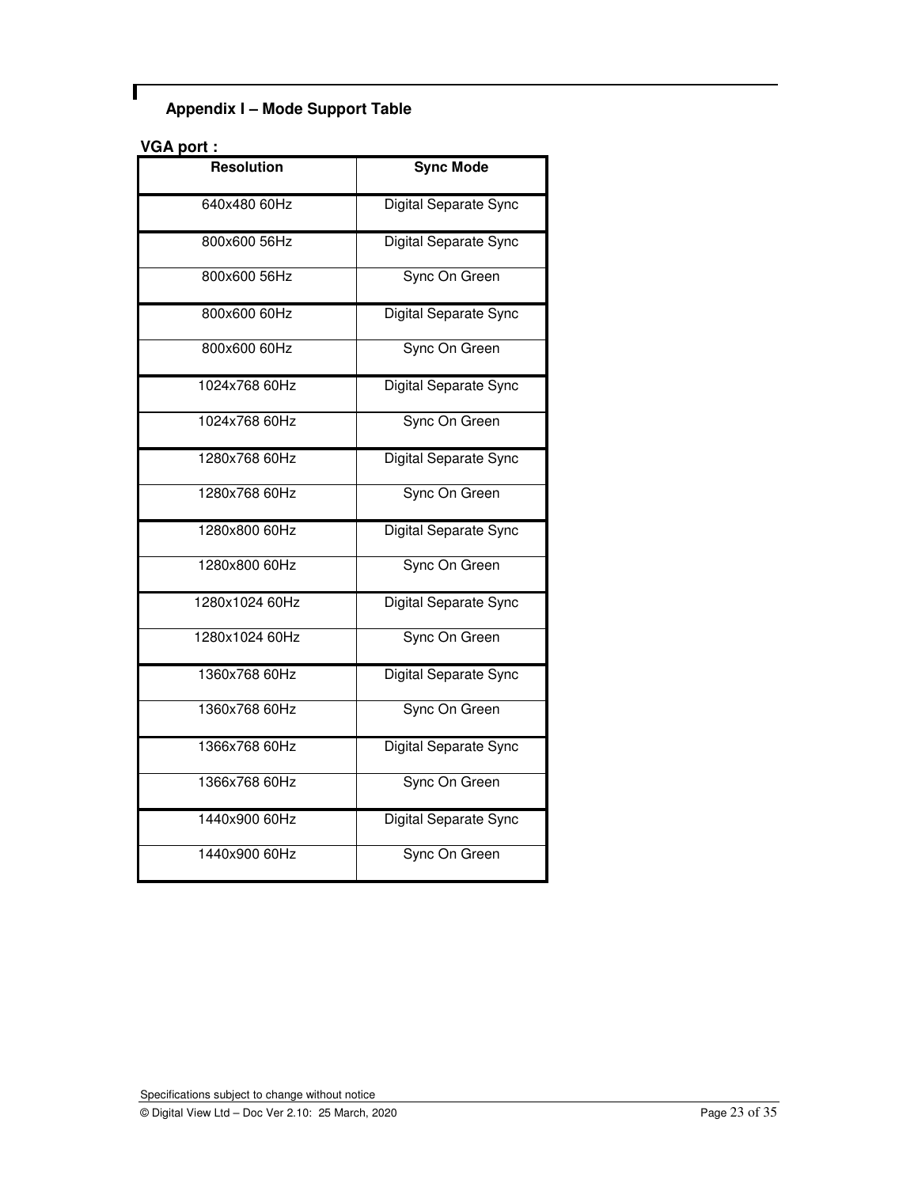## Appendix I – Mode Support Table

**VGA port :**

| Resolution | Sync Mode |
|---|---|
| 640x480 60Hz | Digital Separate Sync |
| 800x600 56Hz | Digital Separate Sync |
| 800x600 56Hz | Sync On Green |
| 800x600 60Hz | Digital Separate Sync |
| 800x600 60Hz | Sync On Green |
| 1024x768 60Hz | Digital Separate Sync |
| 1024x768 60Hz | Sync On Green |
| 1280x768 60Hz | Digital Separate Sync |
| 1280x768 60Hz | Sync On Green |
| 1280x800 60Hz | Digital Separate Sync |
| 1280x800 60Hz | Sync On Green |
| 1280x1024 60Hz | Digital Separate Sync |
| 1280x1024 60Hz | Sync On Green |
| 1360x768 60Hz | Digital Separate Sync |
| 1360x768 60Hz | Sync On Green |
| 1366x768 60Hz | Digital Separate Sync |
| 1366x768 60Hz | Sync On Green |
| 1440x900 60Hz | Digital Separate Sync |
| 1440x900 60Hz | Sync On Green |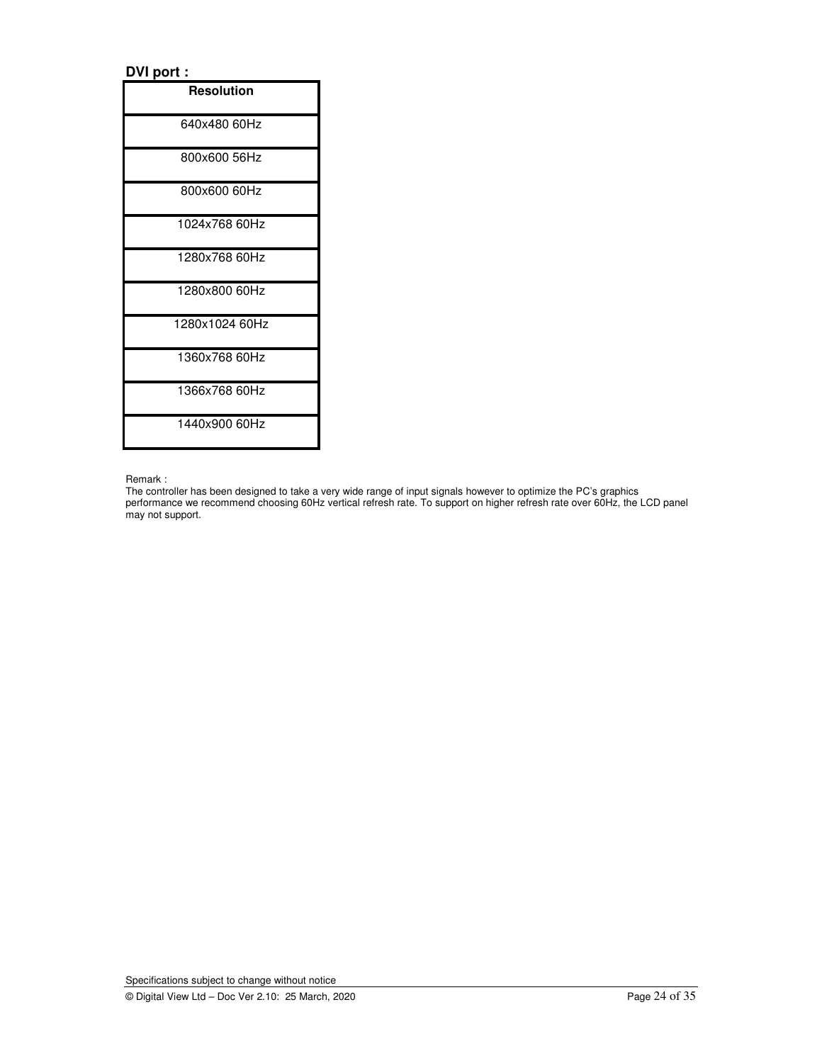**DVI port :**

| Resolution |
|---|
| 640x480 60Hz |
| 800x600 56Hz |
| 800x600 60Hz |
| 1024x768 60Hz |
| 1280x768 60Hz |
| 1280x800 60Hz |
| 1280x1024 60Hz |
| 1360x768 60Hz |
| 1366x768 60Hz |
| 1440x900 60Hz |

Remark :
The controller has been designed to take a very wide range of input signals however to optimize the PC's graphics performance we recommend choosing 60Hz vertical refresh rate. To support on higher refresh rate over 60Hz, the LCD panel may not support.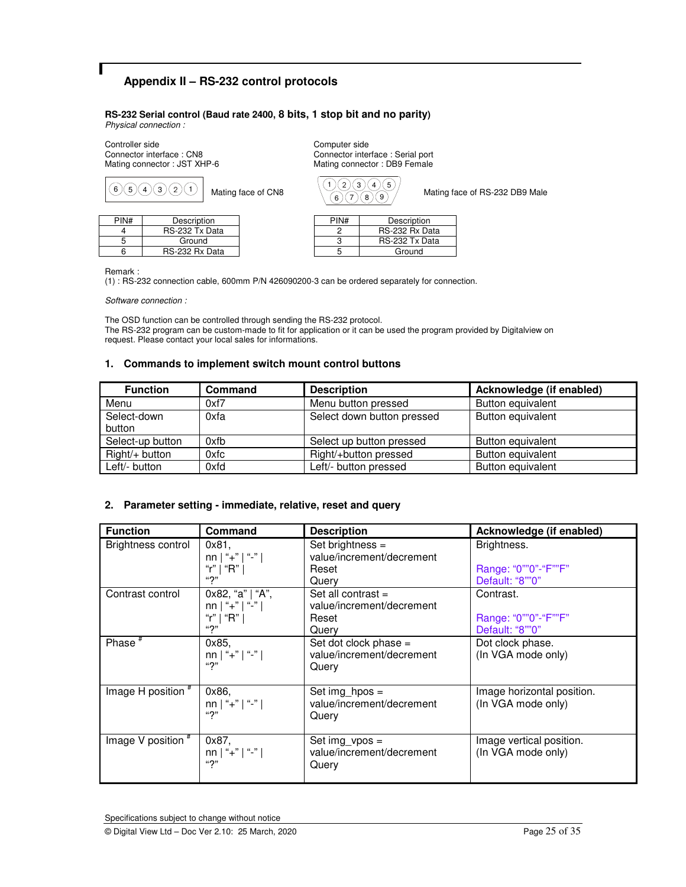## Appendix II – RS-232 control protocols

**RS-232 Serial control (Baud rate 2400, 8 bits, 1 stop bit and no parity)**

*Physical connection :*

Controller side
Connector interface : CN8
Mating connector : JST XHP-6

Computer side
Connector interface : Serial port
Mating connector : DB9 Female

(6)(5)(4)(3)(2)(1) Mating face of CN8

(1)(2)(3)(4)(5) / (6)(7)(8)(9) Mating face of RS-232 DB9 Male

| PIN# | Description |
|---|---|
| 4 | RS-232 Tx Data |
| 5 | Ground |
| 6 | RS-232 Rx Data |

| PIN# | Description |
|---|---|
| 2 | RS-232 Rx Data |
| 3 | RS-232 Tx Data |
| 5 | Ground |

Remark :
(1) : RS-232 connection cable, 600mm P/N 426090200-3 can be ordered separately for connection.

*Software connection :*

The OSD function can be controlled through sending the RS-232 protocol.
The RS-232 program can be custom-made to fit for application or it can be used the program provided by Digitalview on request. Please contact your local sales for informations.

### 1. Commands to implement switch mount control buttons

| Function | Command | Description | Acknowledge (if enabled) |
|---|---|---|---|
| Menu | 0xf7 | Menu button pressed | Button equivalent |
| Select-down button | 0xfa | Select down button pressed | Button equivalent |
| Select-up button | 0xfb | Select up button pressed | Button equivalent |
| Right/+ button | 0xfc | Right/+button pressed | Button equivalent |
| Left/- button | 0xfd | Left/- button pressed | Button equivalent |

### 2. Parameter setting - immediate, relative, reset and query

| Function | Command | Description | Acknowledge (if enabled) |
|---|---|---|---|
| Brightness control | 0x81, nn \| "+" \| "-" \| "r" \| "R" \| "?" | Set brightness = value/increment/decrement Reset Query | Brightness. Range: "0""0"-"F""F" Default: "8""0" |
| Contrast control | 0x82, "a" \| "A", nn \| "+" \| "-" \| "r" \| "R" \| "?" | Set all contrast = value/increment/decrement Reset Query | Contrast. Range: "0""0"-"F""F" Default: "8""0" |
| Phase # | 0x85, nn \| "+" \| "-" \| "?" | Set dot clock phase = value/increment/decrement Query | Dot clock phase. (In VGA mode only) |
| Image H position # | 0x86, nn \| "+" \| "-" \| "?" | Set img_hpos = value/increment/decrement Query | Image horizontal position. (In VGA mode only) |
| Image V position # | 0x87, nn \| "+" \| "-" \| "?" | Set img_vpos = value/increment/decrement Query | Image vertical position. (In VGA mode only) |

Specifications subject to change without notice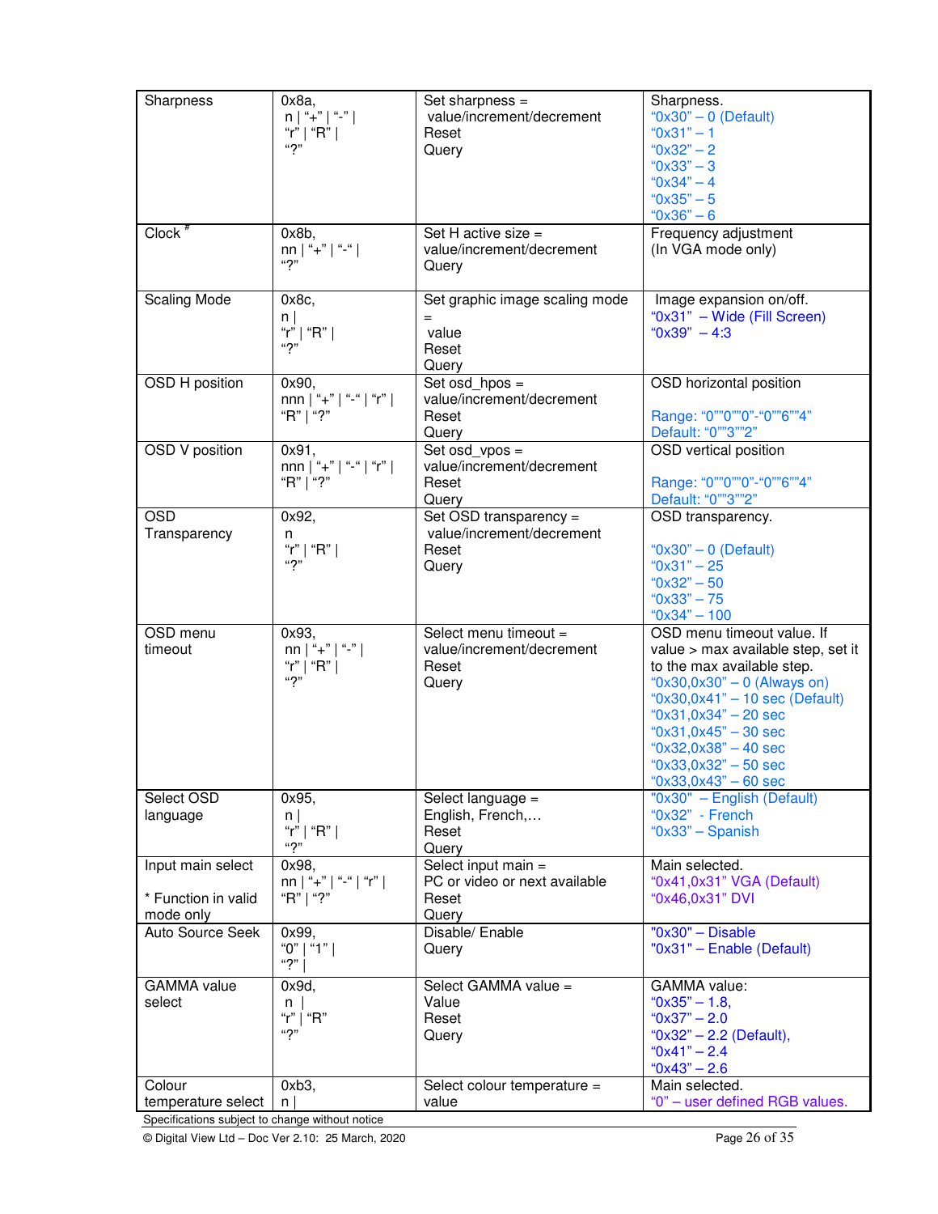| Sharpness | 0x8a,<br>n \| "+" \| "-" \|<br>"r" \| "R" \|<br>"?" | Set sharpness =<br>value/increment/decrement<br>Reset<br>Query | Sharpness.<br>"0x30" – 0 (Default)<br>"0x31" – 1<br>"0x32" – 2<br>"0x33" – 3<br>"0x34" – 4<br>"0x35" – 5<br>"0x36" – 6 |
|---|---|---|---|
| Clock [#] | 0x8b,<br>nn \| "+" \| "-" \|<br>"?" | Set H active size =<br>value/increment/decrement<br>Query | Frequency adjustment<br>(In VGA mode only) |
| Scaling Mode | 0x8c,<br>n \|<br>"r" \| "R" \|<br>"?" | Set graphic image scaling mode<br>=<br>value<br>Reset<br>Query | Image expansion on/off.<br>"0x31" – Wide (Fill Screen)<br>"0x39" – 4:3 |
| OSD H position | 0x90,<br>nnn \| "+" \| "-" \| "r" \|<br>"R" \| "?" | Set osd_hpos =<br>value/increment/decrement<br>Reset<br>Query | OSD horizontal position<br><br>Range: "0""0""0"-"0""6""4"<br>Default: "0""3""2" |
| OSD V position | 0x91,<br>nnn \| "+" \| "-" \| "r" \|<br>"R" \| "?" | Set osd_vpos =<br>value/increment/decrement<br>Reset<br>Query | OSD vertical position<br><br>Range: "0""0""0"-"0""6""4"<br>Default: "0""3""2" |
| OSD Transparency | 0x92,<br>n<br>"r" \| "R" \|<br>"?" | Set OSD transparency =<br>value/increment/decrement<br>Reset<br>Query | OSD transparency.<br><br>"0x30" – 0 (Default)<br>"0x31" – 25<br>"0x32" – 50<br>"0x33" – 75<br>"0x34" – 100 |
| OSD menu timeout | 0x93,<br>nn \| "+" \| "-" \|<br>"r" \| "R" \|<br>"?" | Select menu timeout =<br>value/increment/decrement<br>Reset<br>Query | OSD menu timeout value. If value > max available step, set it to the max available step.<br>"0x30,0x30" – 0 (Always on)<br>"0x30,0x41" – 10 sec (Default)<br>"0x31,0x34" – 20 sec<br>"0x31,0x45" – 30 sec<br>"0x32,0x38" – 40 sec<br>"0x33,0x32" – 50 sec<br>"0x33,0x43" – 60 sec |
| Select OSD language | 0x95,<br>n \|<br>"r" \| "R" \|<br>"?" | Select language =<br>English, French,…<br>Reset<br>Query | "0x30" – English (Default)<br>"0x32" - French<br>"0x33" – Spanish |
| Input main select<br><br>* Function in valid mode only | 0x98,<br>nn \| "+" \| "-" \| "r" \|<br>"R" \| "?" | Select input main =<br>PC or video or next available<br>Reset<br>Query | Main selected.<br>"0x41,0x31" VGA (Default)<br>"0x46,0x31" DVI |
| Auto Source Seek | 0x99,<br>"0" \| "1" \|<br>"?" \| | Disable/ Enable<br>Query | "0x30" – Disable<br>"0x31" – Enable (Default) |
| GAMMA value select | 0x9d,<br>n \|<br>"r" \| "R"<br>"?" | Select GAMMA value =<br>Value<br>Reset<br>Query | GAMMA value:<br>"0x35" – 1.8,<br>"0x37" – 2.0<br>"0x32" – 2.2 (Default),<br>"0x41" – 2.4<br>"0x43" – 2.6 |
| Colour temperature select | 0xb3,<br>n \| | Select colour temperature =<br>value | Main selected.<br>"0" – user defined RGB values. |

Specifications subject to change without notice

© Digital View Ltd – Doc Ver 2.10: 25 March, 2020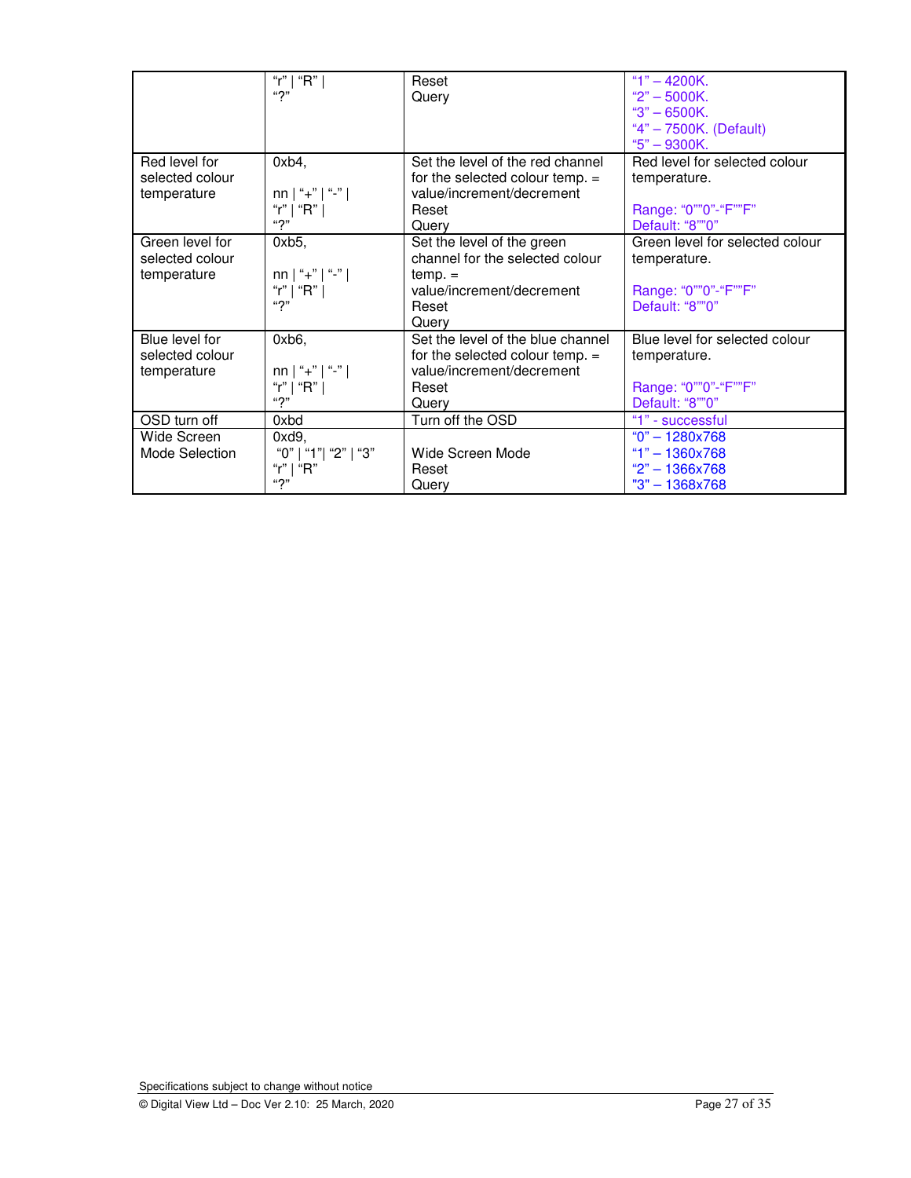| | | | |
|---|---|---|---|
| | "r" \| "R" \|<br>"?" | Reset<br>Query | "1" – 4200K.<br>"2" – 5000K.<br>"3" – 6500K.<br>"4" – 7500K. (Default)<br>"5" – 9300K. |
| Red level for selected colour temperature | 0xb4,<br><br>nn \| "+" \| "-" \|<br>"r" \| "R" \|<br>"?" | Set the level of the red channel for the selected colour temp. = value/increment/decrement<br>Reset<br>Query | Red level for selected colour temperature.<br><br>Range: "0""0"-"F""F"<br>Default: "8""0" |
| Green level for selected colour temperature | 0xb5,<br><br>nn \| "+" \| "-" \|<br>"r" \| "R" \|<br>"?" | Set the level of the green channel for the selected colour temp. = value/increment/decrement<br>Reset<br>Query | Green level for selected colour temperature.<br><br>Range: "0""0"-"F""F"<br>Default: "8""0" |
| Blue level for selected colour temperature | 0xb6,<br><br>nn \| "+" \| "-" \|<br>"r" \| "R" \|<br>"?" | Set the level of the blue channel for the selected colour temp. = value/increment/decrement<br>Reset<br>Query | Blue level for selected colour temperature.<br><br>Range: "0""0"-"F""F"<br>Default: "8""0" |
| OSD turn off | 0xbd | Turn off the OSD | "1" - successful |
| Wide Screen Mode Selection | 0xd9,<br>"0" \| "1"\| "2" \| "3"<br>"r" \| "R"<br>"?" | Wide Screen Mode<br>Reset<br>Query | "0" – 1280x768<br>"1" – 1360x768<br>"2" – 1366x768<br>"3" – 1368x768 |

Specifications subject to change without notice

© Digital View Ltd – Doc Ver 2.10: 25 March, 2020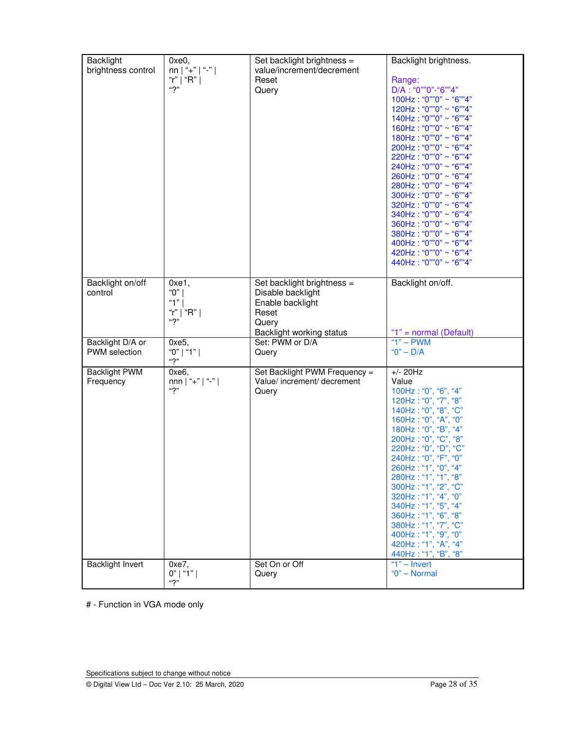| Backlight brightness control | 0xe0,<br>nn \| "+" \| "-" \|<br>"r" \| "R" \|<br>"?" | Set backlight brightness = value/increment/decrement<br>Reset<br>Query | Backlight brightness.<br><br>Range:<br>D/A : "0""0"-"6""4"<br>100Hz : "0""0" ~ "6""4"<br>120Hz : "0""0" ~ "6""4"<br>140Hz : "0""0" ~ "6""4"<br>160Hz : "0""0" ~ "6""4"<br>180Hz : "0""0" ~ "6""4"<br>200Hz : "0""0" ~ "6""4"<br>220Hz : "0""0" ~ "6""4"<br>240Hz : "0""0" ~ "6""4"<br>260Hz : "0""0" ~ "6""4"<br>280Hz : "0""0" ~ "6""4"<br>300Hz : "0""0" ~ "6""4"<br>320Hz : "0""0" ~ "6""4"<br>340Hz : "0""0" ~ "6""4"<br>360Hz : "0""0" ~ "6""4"<br>380Hz : "0""0" ~ "6""4"<br>400Hz : "0""0" ~ "6""4"<br>420Hz : "0""0" ~ "6""4"<br>440Hz : "0""0" ~ "6""4" |
|---|---|---|---|
| Backlight on/off control | 0xe1,<br>"0" \|<br>"1" \|<br>"r" \| "R" \|<br>"?" | Set backlight brightness =<br>Disable backlight<br>Enable backlight<br>Reset<br>Query<br>Backlight working status | Backlight on/off.<br><br><br><br><br>"1" = normal (Default) |
| Backlight D/A or PWM selection | 0xe5,<br>"0" \| "1" \|<br>"?" | Set: PWM or D/A<br>Query | "1" – PWM<br>"0" – D/A |
| Backlight PWM Frequency | 0xe6,<br>nnn \| "+" \| "-" \|<br>"?" | Set Backlight PWM Frequency = Value/ increment/ decrement<br>Query | +/- 20Hz<br>Value<br>100Hz : "0", "6", "4"<br>120Hz : "0", "7", "8"<br>140Hz : "0", "8", "C"<br>160Hz : "0", "A", "0"<br>180Hz : "0", "B", "4"<br>200Hz : "0", "C", "8"<br>220Hz : "0", "D", "C"<br>240Hz : "0", "F", "0"<br>260Hz : "1", "0", "4"<br>280Hz : "1", "1", "8"<br>300Hz : "1", "2", "C"<br>320Hz : "1", "4", "0"<br>340Hz : "1", "5", "4"<br>360Hz : "1", "6", "8"<br>380Hz : "1", "7", "C"<br>400Hz : "1", "9", "0"<br>420Hz : "1", "A", "4"<br>440Hz : "1", "B", "8" |
| Backlight Invert | 0xe7,<br>0" \| "1" \|<br>"?" | Set On or Off<br>Query | "1" – Invert<br>"0" – Normal |

# - Function in VGA mode only

Specifications subject to change without notice

© Digital View Ltd – Doc Ver 2.10: 25 March, 2020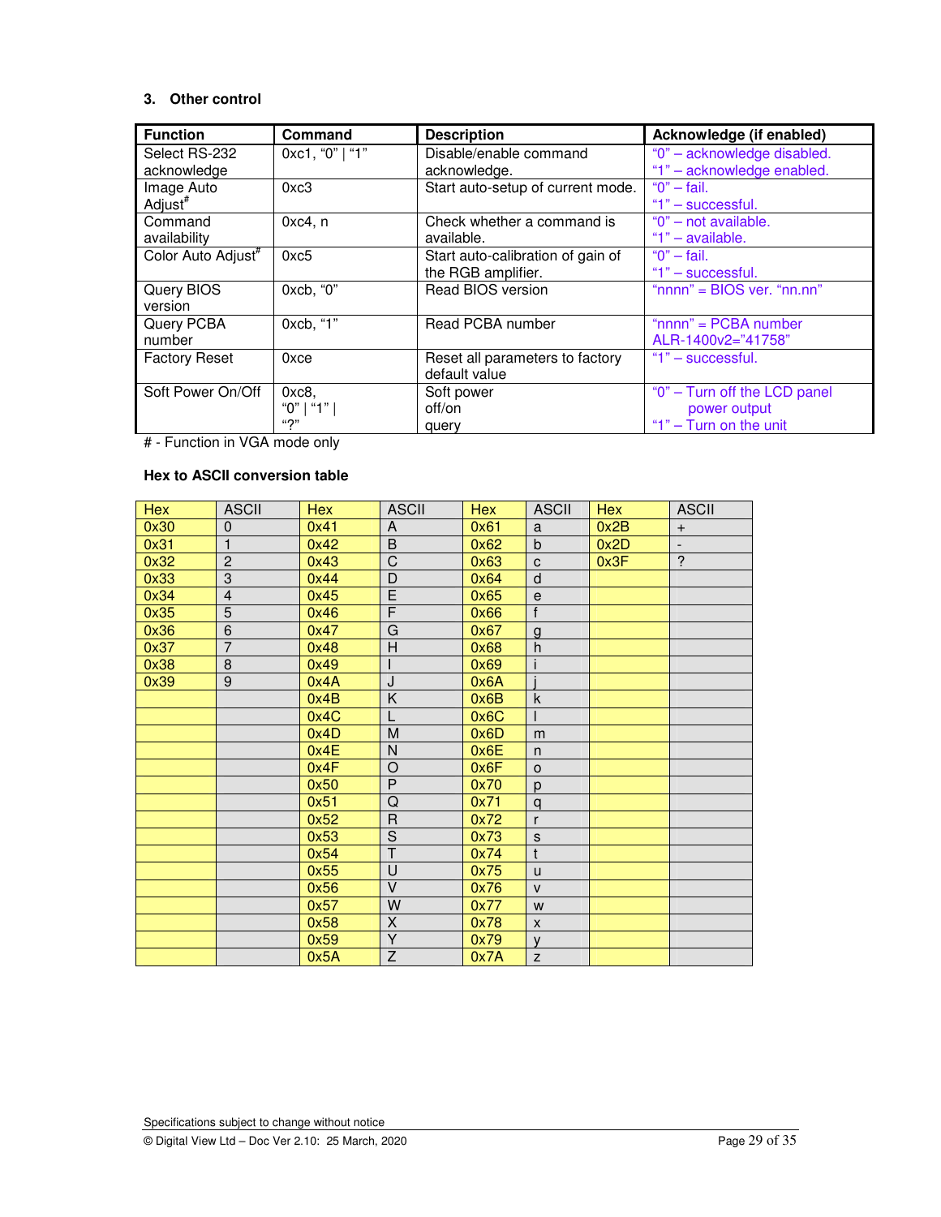### 3. Other control

| Function | Command | Description | Acknowledge (if enabled) |
|---|---|---|---|
| Select RS-232 acknowledge | 0xc1, "0" \| "1" | Disable/enable command acknowledge. | "0" – acknowledge disabled.<br>"1" – acknowledge enabled. |
| Image Auto Adjust# | 0xc3 | Start auto-setup of current mode. | "0" – fail.<br>"1" – successful. |
| Command availability | 0xc4, n | Check whether a command is available. | "0" – not available.<br>"1" – available. |
| Color Auto Adjust# | 0xc5 | Start auto-calibration of gain of the RGB amplifier. | "0" – fail.<br>"1" – successful. |
| Query BIOS version | 0xcb, "0" | Read BIOS version | "nnnn" = BIOS ver. "nn.nn" |
| Query PCBA number | 0xcb, "1" | Read PCBA number | "nnnn" = PCBA number ALR-1400v2="41758" |
| Factory Reset | 0xce | Reset all parameters to factory default value | "1" – successful. |
| Soft Power On/Off | 0xc8, "0" \| "1" \| "?" | Soft power off/on query | "0" – Turn off the LCD panel power output<br>"1" – Turn on the unit |

# - Function in VGA mode only

**Hex to ASCII conversion table**

| Hex | ASCII | Hex | ASCII | Hex | ASCII | Hex | ASCII |
|---|---|---|---|---|---|---|---|
| 0x30 | 0 | 0x41 | A | 0x61 | a | 0x2B | + |
| 0x31 | 1 | 0x42 | B | 0x62 | b | 0x2D | - |
| 0x32 | 2 | 0x43 | C | 0x63 | c | 0x3F | ? |
| 0x33 | 3 | 0x44 | D | 0x64 | d | | |
| 0x34 | 4 | 0x45 | E | 0x65 | e | | |
| 0x35 | 5 | 0x46 | F | 0x66 | f | | |
| 0x36 | 6 | 0x47 | G | 0x67 | g | | |
| 0x37 | 7 | 0x48 | H | 0x68 | h | | |
| 0x38 | 8 | 0x49 | I | 0x69 | i | | |
| 0x39 | 9 | 0x4A | J | 0x6A | j | | |
| | | 0x4B | K | 0x6B | k | | |
| | | 0x4C | L | 0x6C | l | | |
| | | 0x4D | M | 0x6D | m | | |
| | | 0x4E | N | 0x6E | n | | |
| | | 0x4F | O | 0x6F | o | | |
| | | 0x50 | P | 0x70 | p | | |
| | | 0x51 | Q | 0x71 | q | | |
| | | 0x52 | R | 0x72 | r | | |
| | | 0x53 | S | 0x73 | s | | |
| | | 0x54 | T | 0x74 | t | | |
| | | 0x55 | U | 0x75 | u | | |
| | | 0x56 | V | 0x76 | v | | |
| | | 0x57 | W | 0x77 | w | | |
| | | 0x58 | X | 0x78 | x | | |
| | | 0x59 | Y | 0x79 | y | | |
| | | 0x5A | Z | 0x7A | z | | |

Specifications subject to change without notice

© Digital View Ltd – Doc Ver 2.10: 25 March, 2020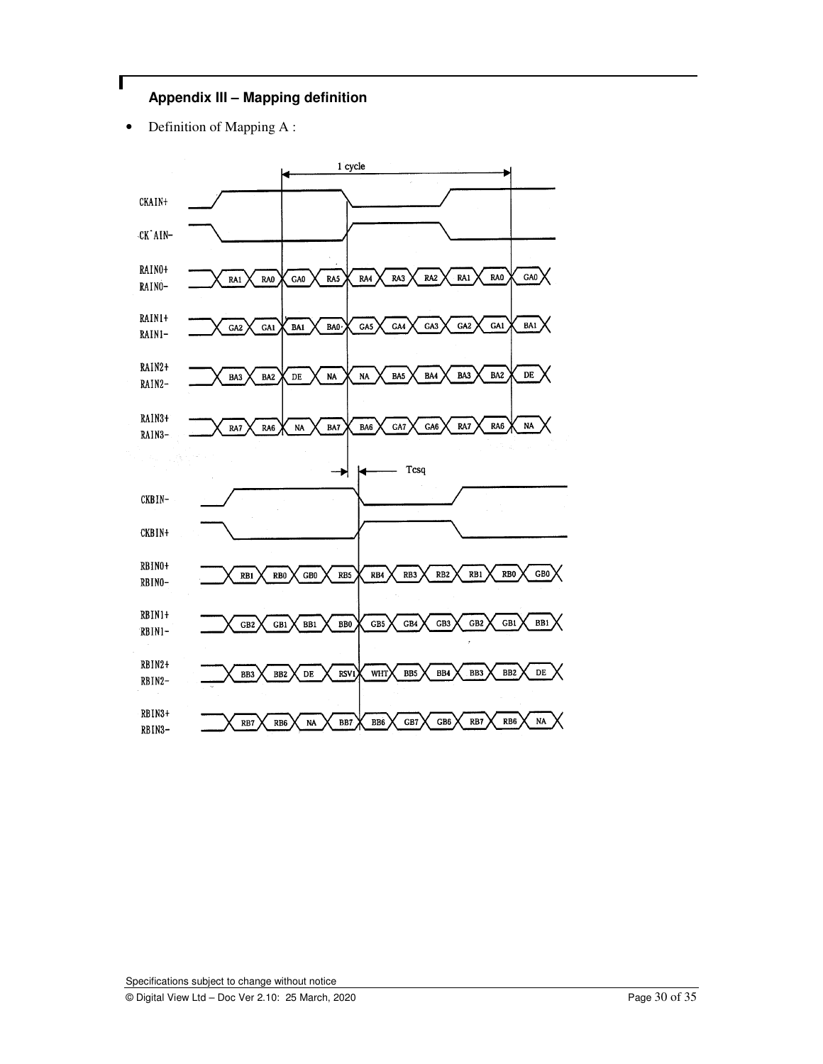## Appendix III – Mapping definition

- Definition of Mapping A :

| Signal | | | | | | | | | | |
|---|---|---|---|---|---|---|---|---|---|---|
| RAIN0+/RAIN0- | RA1 | RA0 | GA0 | RA5 | RA4 | RA3 | RA2 | RA1 | RA0 | GA0 |
| RAIN1+/RAIN1- | GA2 | GA1 | BA1 | BA0 | GA5 | GA4 | GA3 | GA2 | GA1 | BA1 |
| RAIN2+/RAIN2- | BA3 | BA2 | DE | NA | NA | BA5 | BA4 | BA3 | BA2 | DE |
| RAIN3+/RAIN3- | RA7 | RA6 | NA | BA7 | BA6 | GA7 | GA6 | RA7 | RA6 | NA |
| RBIN0+/RBIN0- | RB1 | RB0 | GB0 | RB5 | RB4 | RB3 | RB2 | RB1 | RB0 | GB0 |
| RBIN1+/RBIN1- | GB2 | GB1 | BB1 | BB0 | GB5 | GB4 | GB3 | GB2 | GB1 | BB1 |
| RBIN2+/RBIN2- | BB3 | BB2 | DE | RSV1 | WHT | BB5 | BB4 | BB3 | BB2 | DE |
| RBIN3+/RBIN3- | RB7 | RB6 | NA | BB7 | BB6 | GB7 | GB6 | RB7 | RB6 | NA |

Signals: CKAIN+, CKAIN-, CKBIN-, CKBIN+; 1 cycle; Tcsq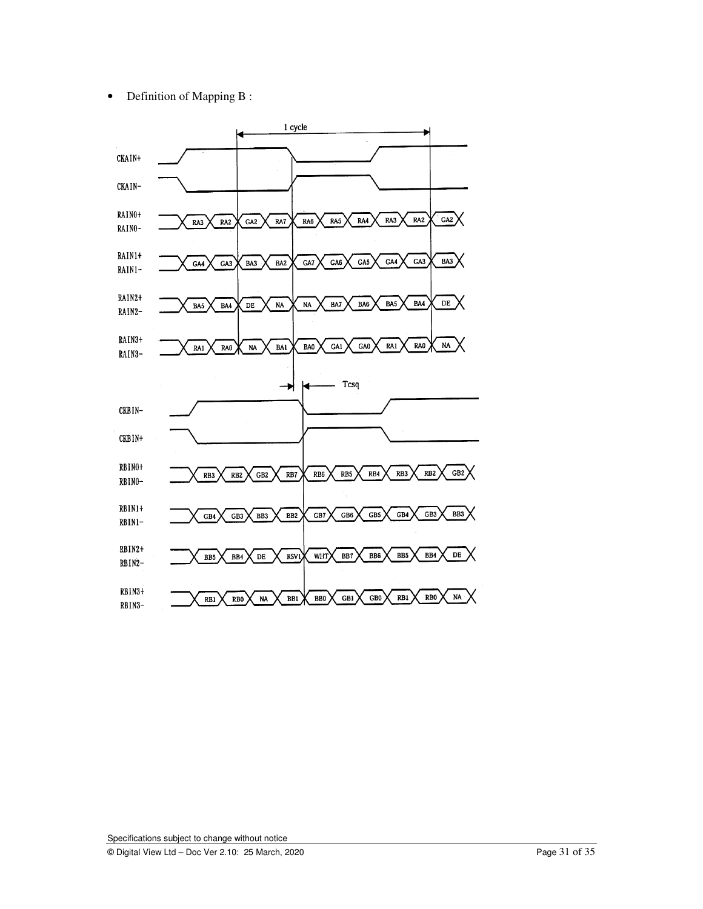- Definition of Mapping B :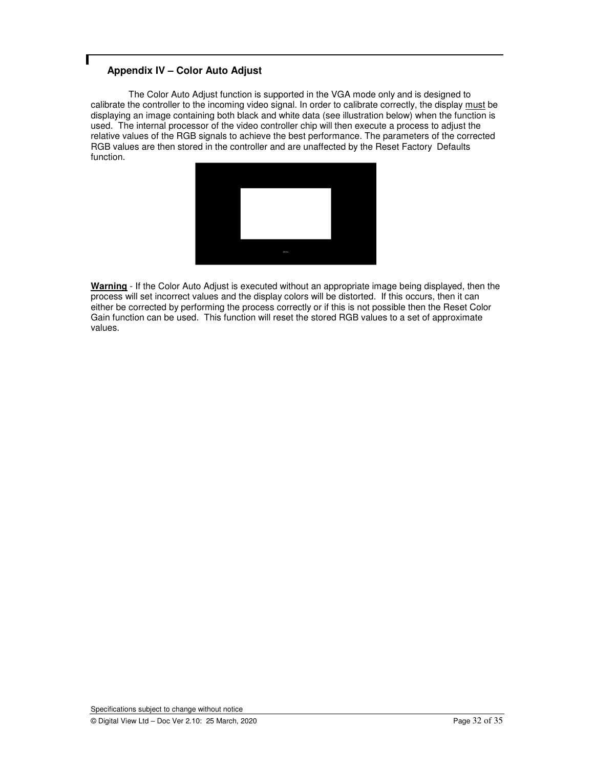## Appendix IV – Color Auto Adjust

The Color Auto Adjust function is supported in the VGA mode only and is designed to calibrate the controller to the incoming video signal. In order to calibrate correctly, the display must be displaying an image containing both black and white data (see illustration below) when the function is used. The internal processor of the video controller chip will then execute a process to adjust the relative values of the RGB signals to achieve the best performance. The parameters of the corrected RGB values are then stored in the controller and are unaffected by the Reset Factory Defaults function.

**Warning** - If the Color Auto Adjust is executed without an appropriate image being displayed, then the process will set incorrect values and the display colors will be distorted. If this occurs, then it can either be corrected by performing the process correctly or if this is not possible then the Reset Color Gain function can be used. This function will reset the stored RGB values to a set of approximate values.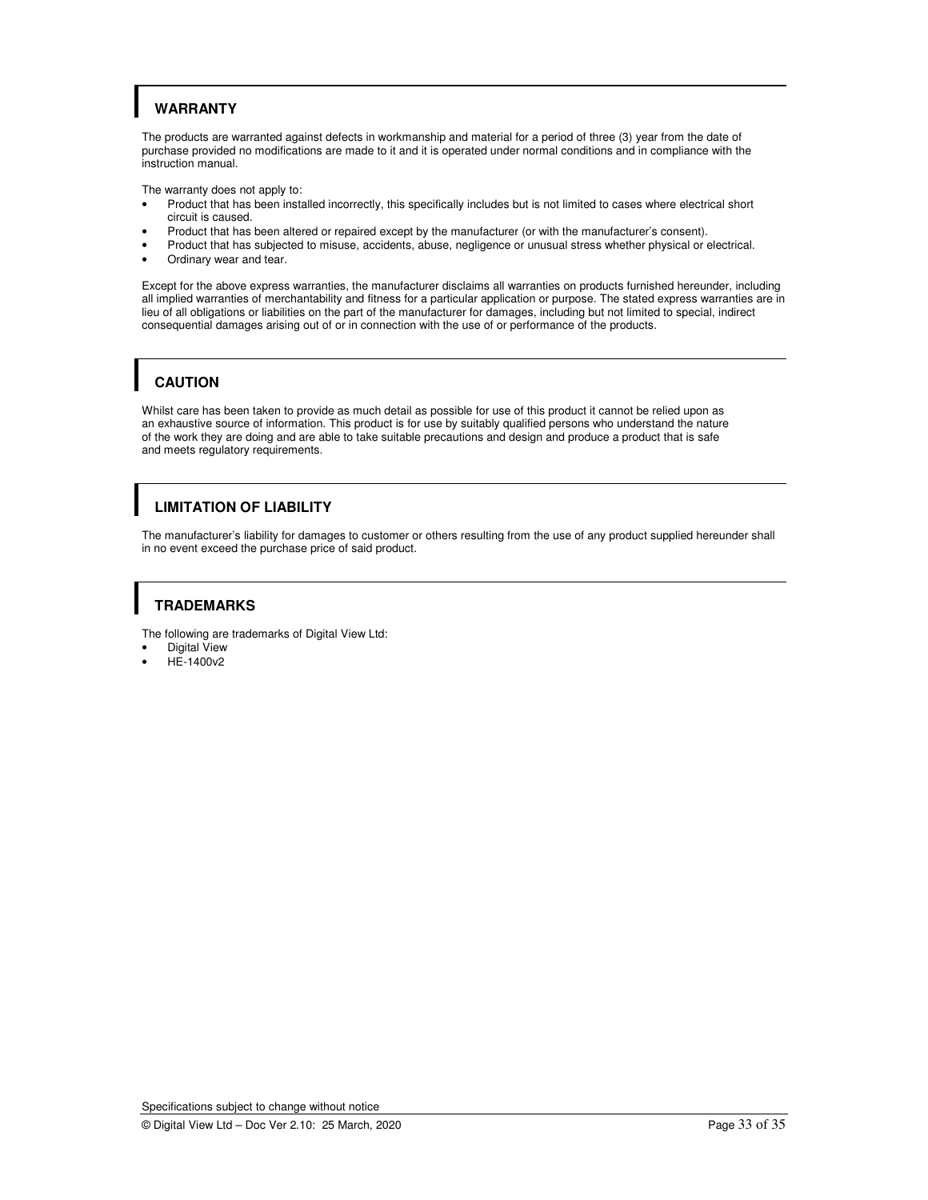## WARRANTY

The products are warranted against defects in workmanship and material for a period of three (3) year from the date of purchase provided no modifications are made to it and it is operated under normal conditions and in compliance with the instruction manual.

The warranty does not apply to:

- Product that has been installed incorrectly, this specifically includes but is not limited to cases where electrical short circuit is caused.
- Product that has been altered or repaired except by the manufacturer (or with the manufacturer's consent).
- Product that has subjected to misuse, accidents, abuse, negligence or unusual stress whether physical or electrical.
- Ordinary wear and tear.

Except for the above express warranties, the manufacturer disclaims all warranties on products furnished hereunder, including all implied warranties of merchantability and fitness for a particular application or purpose. The stated express warranties are in lieu of all obligations or liabilities on the part of the manufacturer for damages, including but not limited to special, indirect consequential damages arising out of or in connection with the use of or performance of the products.

## CAUTION

Whilst care has been taken to provide as much detail as possible for use of this product it cannot be relied upon as an exhaustive source of information. This product is for use by suitably qualified persons who understand the nature of the work they are doing and are able to take suitable precautions and design and produce a product that is safe and meets regulatory requirements.

## LIMITATION OF LIABILITY

The manufacturer's liability for damages to customer or others resulting from the use of any product supplied hereunder shall in no event exceed the purchase price of said product.

## TRADEMARKS

The following are trademarks of Digital View Ltd:

- Digital View
- HE-1400v2

Specifications subject to change without notice

© Digital View Ltd – Doc Ver 2.10: 25 March, 2020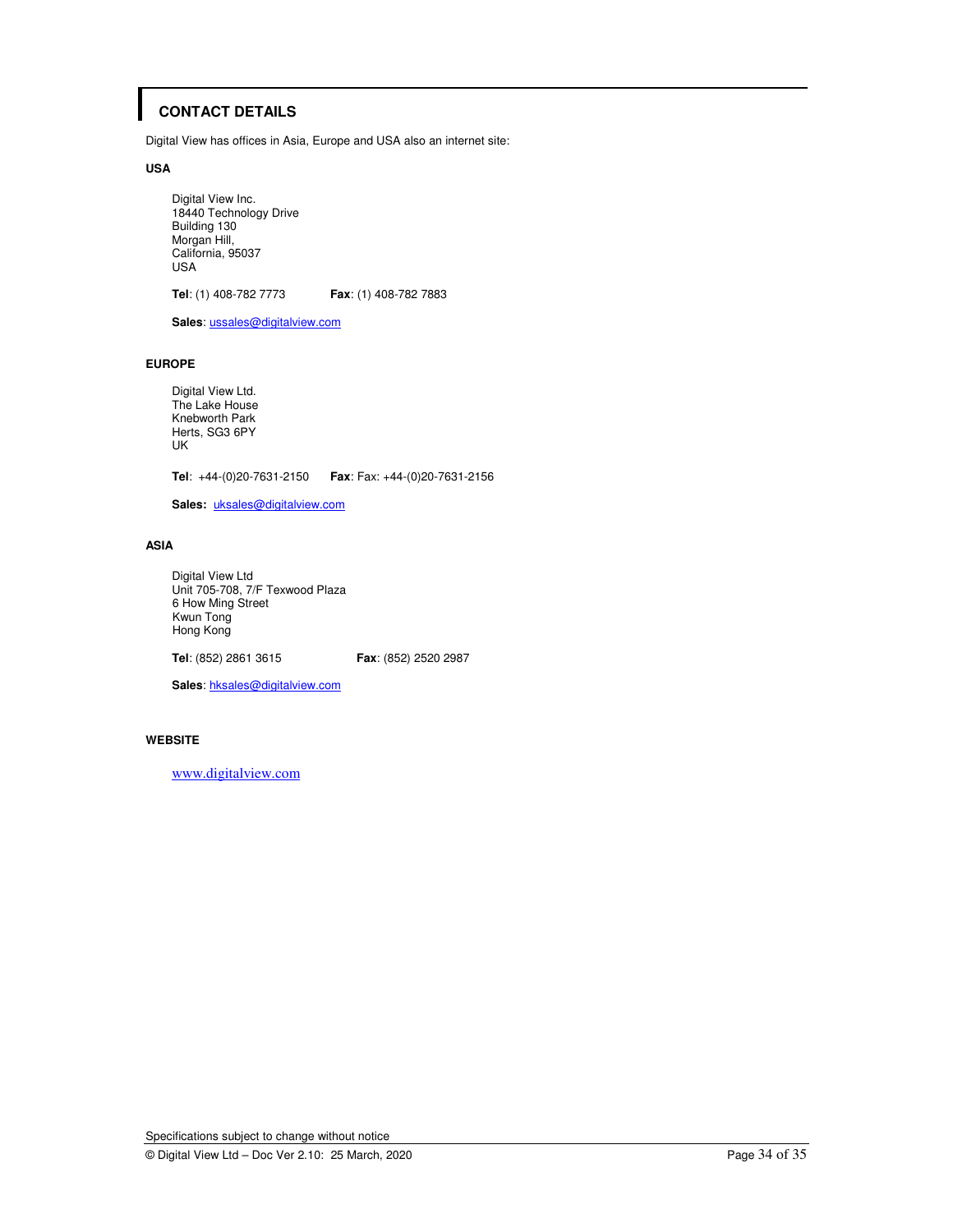## CONTACT DETAILS

Digital View has offices in Asia, Europe and USA also an internet site:

**USA**

Digital View Inc.
18440 Technology Drive
Building 130
Morgan Hill,
California, 95037
USA

**Tel**: (1) 408-782 7773 **Fax**: (1) 408-782 7883

**Sales**: ussales@digitalview.com

**EUROPE**

Digital View Ltd.
The Lake House
Knebworth Park
Herts, SG3 6PY
UK

**Tel**: +44-(0)20-7631-2150 **Fax**: Fax: +44-(0)20-7631-2156

**Sales:** uksales@digitalview.com

**ASIA**

Digital View Ltd
Unit 705-708, 7/F Texwood Plaza
6 How Ming Street
Kwun Tong
Hong Kong

**Tel**: (852) 2861 3615 **Fax**: (852) 2520 2987

**Sales**: hksales@digitalview.com

**WEBSITE**

www.digitalview.com

Specifications subject to change without notice

© Digital View Ltd – Doc Ver 2.10: 25 March, 2020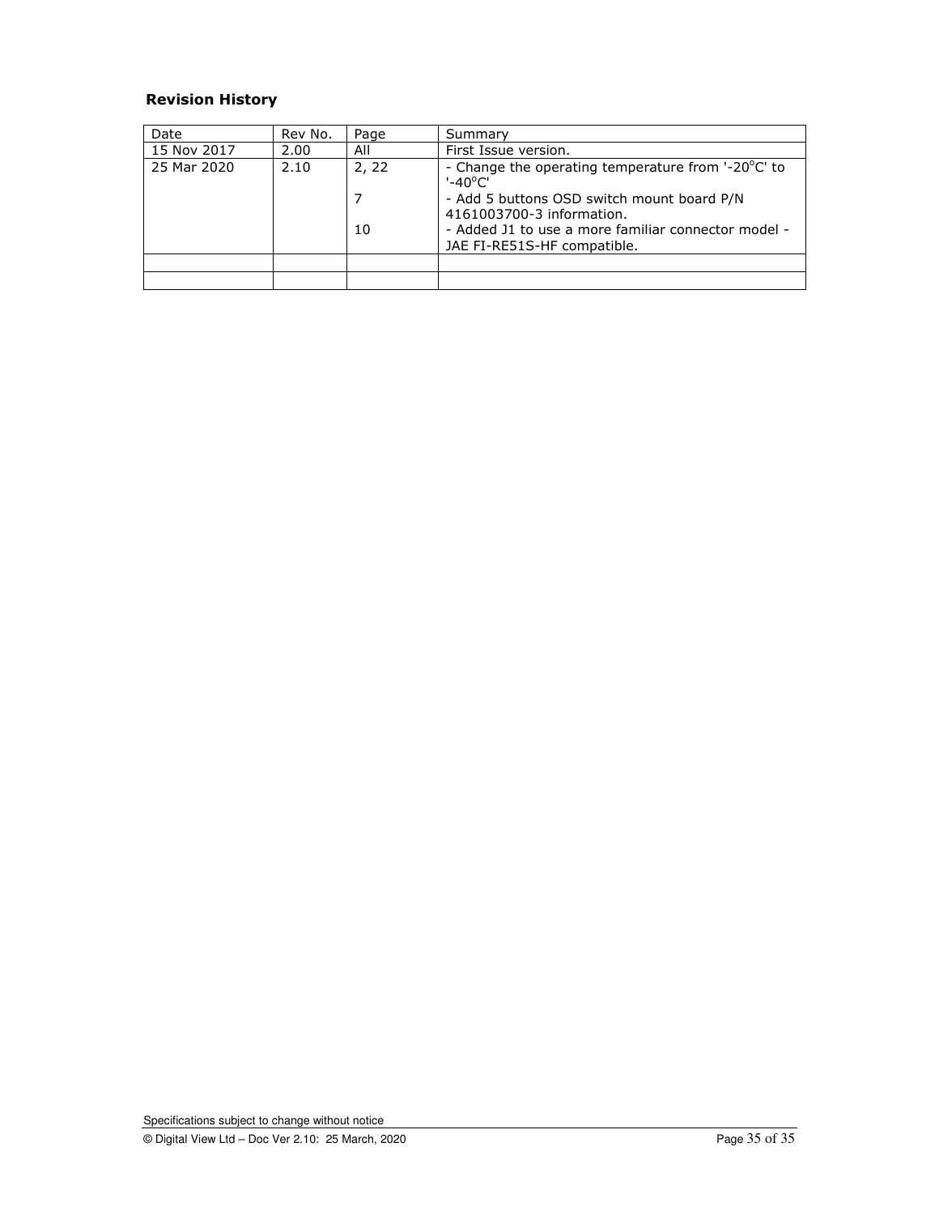**Revision History**

| Date | Rev No. | Page | Summary |
|---|---|---|---|
| 15 Nov 2017 | 2.00 | All | First Issue version. |
| 25 Mar 2020 | 2.10 | 2, 22<br><br>7<br><br>10 | - Change the operating temperature from '-20°C' to '-40°C'<br>- Add 5 buttons OSD switch mount board P/N 4161003700-3 information.<br>- Added J1 to use a more familiar connector model - JAE FI-RE51S-HF compatible. |
| | | | |
| | | | |

Specifications subject to change without notice

© Digital View Ltd – Doc Ver 2.10: 25 March, 2020